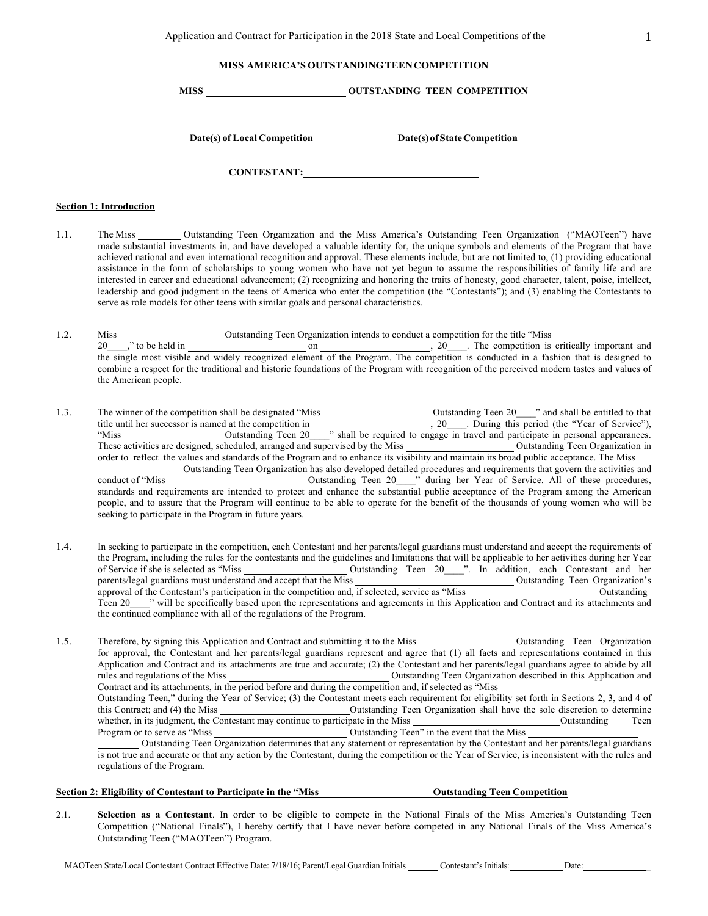Application and Contract for Participation in the 2018 State and Local Competitions of the

**MISS AMERICA'S OUTSTANDING TEEN COMPETITION**

**MISS ____________________ OUTSTANDING TEEN COMPETITION**

**Date(s) of Local Competition** ____________________ **Date(s) of State Competition** ____________________

**CONTESTANT:** ____________________

**Section 1: Introduction**

1.1. The Miss ________ Outstanding Teen Organization and the Miss America's Outstanding Teen Organization ("MAOTeen") have made substantial investments in, and have developed a valuable identity for, the unique symbols and elements of the Program that have achieved national and even international recognition and approval. These elements include, but are not limited to, (1) providing educational assistance in the form of scholarships to young women who have not yet begun to assume the responsibilities of family life and are interested in career and educational advancement; (2) recognizing and honoring the traits of honesty, good character, talent, poise, intellect, leadership and good judgment in the teens of America who enter the competition (the "Contestants"); and (3) enabling the Contestants to serve as role models for other teens with similar goals and personal characteristics.

1.2. Miss ____________________ Outstanding Teen Organization intends to conduct a competition for the title "Miss ________________ 20____," to be held in ____________________ on ____________________, 20____. The competition is critically important and the single most visible and widely recognized element of the Program. The competition is conducted in a fashion that is designed to combine a respect for the traditional and historic foundations of the Program with recognition of the perceived modern tastes and values of the American people.

1.3. The winner of the competition shall be designated "Miss ____________________ Outstanding Teen 20____" and shall be entitled to that title until her successor is named at the competition in ____________________, 20____. During this period (the "Year of Service"), "Miss ____________________ Outstanding Teen 20____" shall be required to engage in travel and participate in personal appearances. These activities are designed, scheduled, arranged and supervised by the Miss ____________________ Outstanding Teen Organization in order to reflect the values and standards of the Program and to enhance its visibility and maintain its broad public acceptance. The Miss ________________ Outstanding Teen Organization has also developed detailed procedures and requirements that govern the activities and conduct of "Miss ____________________ Outstanding Teen 20____" during her Year of Service. All of these procedures, standards and requirements are intended to protect and enhance the substantial public acceptance of the Program among the American people, and to assure that the Program will continue to be able to operate for the benefit of the thousands of young women who will be seeking to participate in the Program in future years.

1.4. In seeking to participate in the competition, each Contestant and her parents/legal guardians must understand and accept the requirements of the Program, including the rules for the contestants and the guidelines and limitations that will be applicable to her activities during her Year of Service if she is selected as "Miss ____________________ Outstanding Teen 20____". In addition, each Contestant and her parents/legal guardians must understand and accept that the Miss ____________________ Outstanding Teen Organization's approval of the Contestant's participation in the competition and, if selected, service as "Miss ____________________ Outstanding Teen 20____" will be specifically based upon the representations and agreements in this Application and Contract and its attachments and the continued compliance with all of the regulations of the Program.

1.5. Therefore, by signing this Application and Contract and submitting it to the Miss ________________ Outstanding Teen Organization for approval, the Contestant and her parents/legal guardians represent and agree that (1) all facts and representations contained in this Application and Contract and its attachments are true and accurate; (2) the Contestant and her parents/legal guardians agree to abide by all rules and regulations of the Miss ____________________ Outstanding Teen Organization described in this Application and Contract and its attachments, in the period before and during the competition and, if selected as "Miss ________________ Outstanding Teen," during the Year of Service; (3) the Contestant meets each requirement for eligibility set forth in Sections 2, 3, and 4 of this Contract; and (4) the Miss ____________________ Outstanding Teen Organization shall have the sole discretion to determine whether, in its judgment, the Contestant may continue to participate in the Miss ____________________ Outstanding Teen Program or to serve as "Miss ____________________ Outstanding Teen" in the event that the Miss ____________________ Outstanding Teen Organization determines that any statement or representation by the Contestant and her parents/legal guardians is not true and accurate or that any action by the Contestant, during the competition or the Year of Service, is inconsistent with the rules and regulations of the Program.

**Section 2: Eligibility of Contestant to Participate in the "Miss ____________________ Outstanding Teen Competition**

2.1. **Selection as a Contestant**. In order to be eligible to compete in the National Finals of the Miss America's Outstanding Teen Competition ("National Finals"), I hereby certify that I have never before competed in any National Finals of the Miss America's Outstanding Teen ("MAOTeen") Program.

MAOTeen State/Local Contestant Contract Effective Date: 7/18/16; Parent/Legal Guardian Initials ______ Contestant's Initials: ________ Date: ____________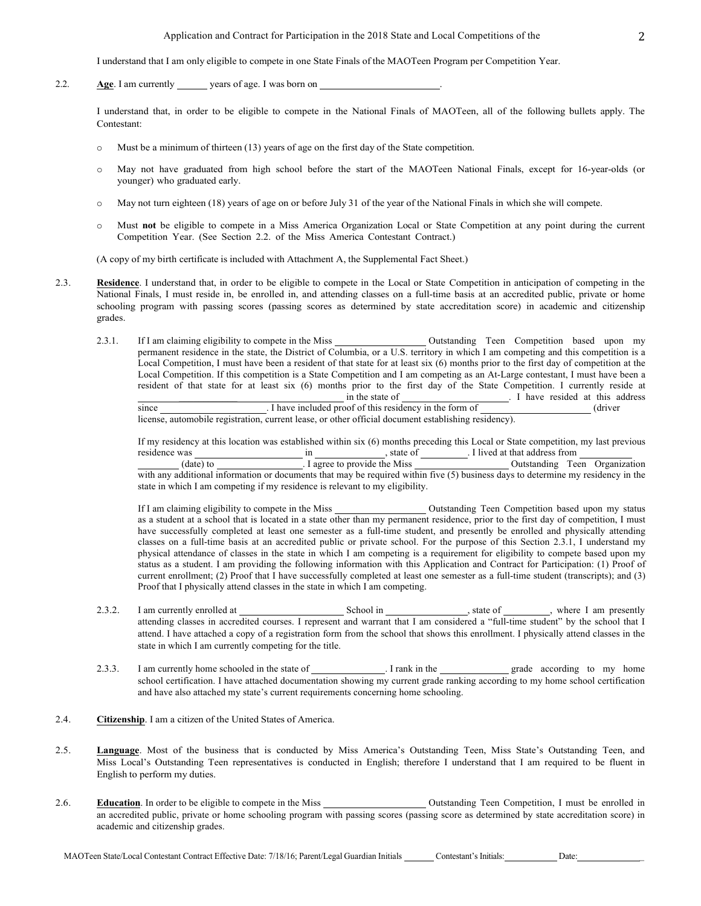I understand that I am only eligible to compete in one State Finals of the MAOTeen Program per Competition Year.

2.2. **Age**. I am currently ______ years of age. I was born on ________________________.

I understand that, in order to be eligible to compete in the National Finals of MAOTeen, all of the following bullets apply. The Contestant:

- Must be a minimum of thirteen (13) years of age on the first day of the State competition.
- May not have graduated from high school before the start of the MAOTeen National Finals, except for 16-year-olds (or younger) who graduated early.
- May not turn eighteen (18) years of age on or before July 31 of the year of the National Finals in which she will compete.
- Must **not** be eligible to compete in a Miss America Organization Local or State Competition at any point during the current Competition Year. (See Section 2.2. of the Miss America Contestant Contract.)

(A copy of my birth certificate is included with Attachment A, the Supplemental Fact Sheet.)

2.3. **Residence**. I understand that, in order to be eligible to compete in the Local or State Competition in anticipation of competing in the National Finals, I must reside in, be enrolled in, and attending classes on a full-time basis at an accredited public, private or home schooling program with passing scores (passing scores as determined by state accreditation score) in academic and citizenship grades.

2.3.1. If I am claiming eligibility to compete in the Miss __________________ Outstanding Teen Competition based upon my permanent residence in the state, the District of Columbia, or a U.S. territory in which I am competing and this competition is a Local Competition, I must have been a resident of that state for at least six (6) months prior to the first day of competition at the Local Competition. If this competition is a State Competition and I am competing as an At-Large contestant, I must have been a resident of that state for at least six (6) months prior to the first day of the State Competition. I currently reside at ______________________________________ in the state of ______________________. I have resided at this address since ______________________. I have included proof of this residency in the form of ______________________ (driver license, automobile registration, current lease, or other official document establishing residency).

If my residency at this location was established within six (6) months preceding this Local or State competition, my last previous residence was ______________________ in ______________, state of __________. I lived at that address from ___________ ________ (date) to __________________. I agree to provide the Miss __________________ Outstanding Teen Organization with any additional information or documents that may be required within five (5) business days to determine my residency in the state in which I am competing if my residence is relevant to my eligibility.

If I am claiming eligibility to compete in the Miss __________________ Outstanding Teen Competition based upon my status as a student at a school that is located in a state other than my permanent residence, prior to the first day of competition, I must have successfully completed at least one semester as a full-time student, and presently be enrolled and physically attending classes on a full-time basis at an accredited public or private school. For the purpose of this Section 2.3.1, I understand my physical attendance of classes in the state in which I am competing is a requirement for eligibility to compete based upon my status as a student. I am providing the following information with this Application and Contract for Participation: (1) Proof of current enrollment; (2) Proof that I have successfully completed at least one semester as a full-time student (transcripts); and (3) Proof that I physically attend classes in the state in which I am competing.

2.3.2. I am currently enrolled at ______________________ School in ________________, state of _________, where I am presently attending classes in accredited courses. I represent and warrant that I am considered a "full-time student" by the school that I attend. I have attached a copy of a registration form from the school that shows this enrollment. I physically attend classes in the state in which I am currently competing for the title.

2.3.3. I am currently home schooled in the state of _______________. I rank in the ______________ grade according to my home school certification. I have attached documentation showing my current grade ranking according to my home school certification and have also attached my state's current requirements concerning home schooling.

2.4. **Citizenship**. I am a citizen of the United States of America.

2.5. **Language**. Most of the business that is conducted by Miss America's Outstanding Teen, Miss State's Outstanding Teen, and Miss Local's Outstanding Teen representatives is conducted in English; therefore I understand that I am required to be fluent in English to perform my duties.

2.6. **Education**. In order to be eligible to compete in the Miss ____________________ Outstanding Teen Competition, I must be enrolled in an accredited public, private or home schooling program with passing scores (passing score as determined by state accreditation score) in academic and citizenship grades.

MAOTeen State/Local Contestant Contract Effective Date: 7/18/16; Parent/Legal Guardian Initials _______ Contestant's Initials: ___________ Date: ______________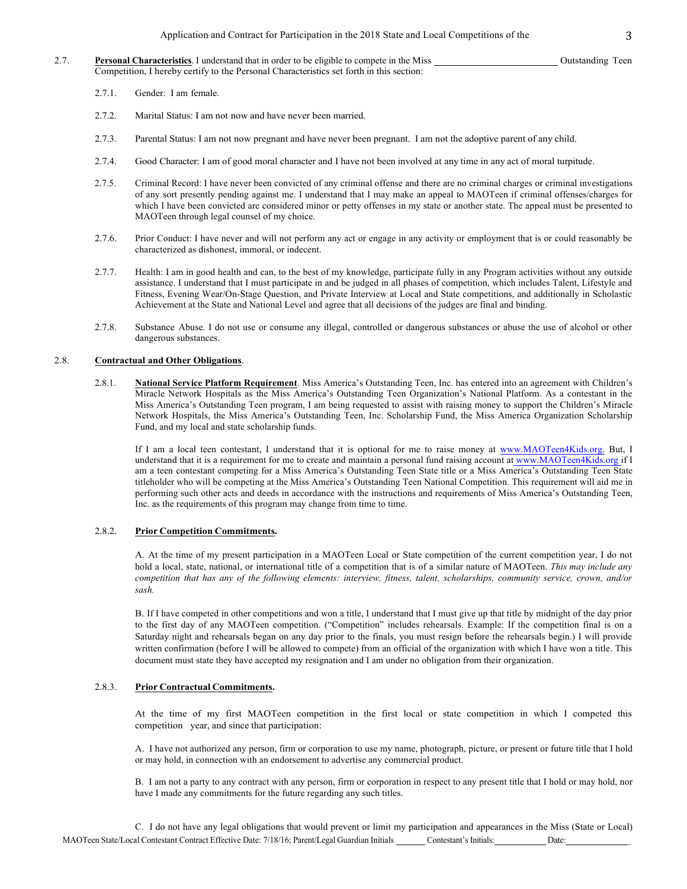2.7. **Personal Characteristics**. I understand that in order to be eligible to compete in the Miss \_\_\_\_\_\_\_\_\_\_\_\_\_\_\_\_\_\_\_\_\_\_\_\_ Outstanding Teen Competition, I hereby certify to the Personal Characteristics set forth in this section:

2.7.1. Gender: I am female.

2.7.2. Marital Status: I am not now and have never been married.

2.7.3. Parental Status: I am not now pregnant and have never been pregnant. I am not the adoptive parent of any child.

2.7.4. Good Character: I am of good moral character and I have not been involved at any time in any act of moral turpitude.

2.7.5. Criminal Record: I have never been convicted of any criminal offense and there are no criminal charges or criminal investigations of any sort presently pending against me. I understand that I may make an appeal to MAOTeen if criminal offenses/charges for which I have been convicted are considered minor or petty offenses in my state or another state. The appeal must be presented to MAOTeen through legal counsel of my choice.

2.7.6. Prior Conduct: I have never and will not perform any act or engage in any activity or employment that is or could reasonably be characterized as dishonest, immoral, or indecent.

2.7.7. Health: I am in good health and can, to the best of my knowledge, participate fully in any Program activities without any outside assistance. I understand that I must participate in and be judged in all phases of competition, which includes Talent, Lifestyle and Fitness, Evening Wear/On-Stage Question, and Private Interview at Local and State competitions, and additionally in Scholastic Achievement at the State and National Level and agree that all decisions of the judges are final and binding.

2.7.8. Substance Abuse. I do not use or consume any illegal, controlled or dangerous substances or abuse the use of alcohol or other dangerous substances.

2.8. **Contractual and Other Obligations**.

2.8.1. **National Service Platform Requirement**. Miss America's Outstanding Teen, Inc. has entered into an agreement with Children's Miracle Network Hospitals as the Miss America's Outstanding Teen Organization's National Platform. As a contestant in the Miss America's Outstanding Teen program, I am being requested to assist with raising money to support the Children's Miracle Network Hospitals, the Miss America's Outstanding Teen, Inc. Scholarship Fund, the Miss America Organization Scholarship Fund, and my local and state scholarship funds.

If I am a local teen contestant, I understand that it is optional for me to raise money at www.MAOTeen4Kids.org. But, I understand that it is a requirement for me to create and maintain a personal fund raising account at www.MAOTeen4Kids.org if I am a teen contestant competing for a Miss America's Outstanding Teen State title or a Miss America's Outstanding Teen State titleholder who will be competing at the Miss America's Outstanding Teen National Competition. This requirement will aid me in performing such other acts and deeds in accordance with the instructions and requirements of Miss America's Outstanding Teen, Inc. as the requirements of this program may change from time to time.

2.8.2. **Prior Competition Commitments.**

A. At the time of my present participation in a MAOTeen Local or State competition of the current competition year, I do not hold a local, state, national, or international title of a competition that is of a similar nature of MAOTeen. *This may include any competition that has any of the following elements: interview, fitness, talent, scholarships, community service, crown, and/or sash.*

B. If I have competed in other competitions and won a title, I understand that I must give up that title by midnight of the day prior to the first day of any MAOTeen competition. ("Competition" includes rehearsals. Example: If the competition final is on a Saturday night and rehearsals began on any day prior to the finals, you must resign before the rehearsals begin.) I will provide written confirmation (before I will be allowed to compete) from an official of the organization with which I have won a title. This document must state they have accepted my resignation and I am under no obligation from their organization.

2.8.3. **Prior Contractual Commitments.**

At the time of my first MAOTeen competition in the first local or state competition in which I competed this competition year, and since that participation:

A. I have not authorized any person, firm or corporation to use my name, photograph, picture, or present or future title that I hold or may hold, in connection with an endorsement to advertise any commercial product.

B. I am not a party to any contract with any person, firm or corporation in respect to any present title that I hold or may hold, nor have I made any commitments for the future regarding any such titles.

C. I do not have any legal obligations that would prevent or limit my participation and appearances in the Miss (State or Local)

MAOTeen State/Local Contestant Contract Effective Date: 7/18/16; Parent/Legal Guardian Initials \_\_\_\_\_\_ Contestant's Initials: \_\_\_\_\_\_\_\_\_\_ Date: \_\_\_\_\_\_\_\_\_\_\_\_\_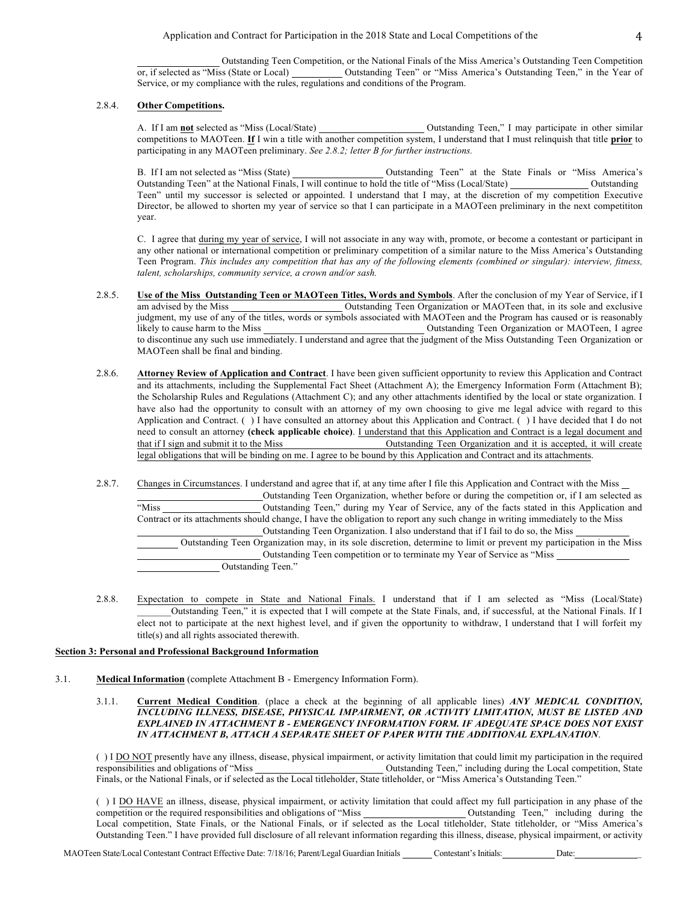_______________ Outstanding Teen Competition, or the National Finals of the Miss America's Outstanding Teen Competition or, if selected as "Miss (State or Local) __________ Outstanding Teen" or "Miss America's Outstanding Teen," in the Year of Service, or my compliance with the rules, regulations and conditions of the Program.

2.8.4. **Other Competitions.**

A. If I am **not** selected as "Miss (Local/State) ____________________ Outstanding Teen," I may participate in other similar competitions to MAOTeen. **If** I win a title with another competition system, I understand that I must relinquish that title **prior** to participating in any MAOTeen preliminary. *See 2.8.2; letter B for further instructions.*

B. If I am not selected as "Miss (State) __________________ Outstanding Teen" at the State Finals or "Miss America's Outstanding Teen" at the National Finals, I will continue to hold the title of "Miss (Local/State) _______________ Outstanding Teen" until my successor is selected or appointed. I understand that I may, at the discretion of my competition Executive Director, be allowed to shorten my year of service so that I can participate in a MAOTeen preliminary in the next competititon year.

C. I agree that during my year of service, I will not associate in any way with, promote, or become a contestant or participant in any other national or international competition or preliminary competition of a similar nature to the Miss America's Outstanding Teen Program. *This includes any competition that has any of the following elements (combined or singular): interview, fitness, talent, scholarships, community service, a crown and/or sash.*

2.8.5. **Use of the Miss Outstanding Teen or MAOTeen Titles, Words and Symbols**. After the conclusion of my Year of Service, if I am advised by the Miss ____________________ Outstanding Teen Organization or MAOTeen that, in its sole and exclusive judgment, my use of any of the titles, words or symbols associated with MAOTeen and the Program has caused or is reasonably likely to cause harm to the Miss ____________________________ Outstanding Teen Organization or MAOTeen, I agree to discontinue any such use immediately. I understand and agree that the judgment of the Miss Outstanding Teen Organization or MAOTeen shall be final and binding.

2.8.6. **Attorney Review of Application and Contract**. I have been given sufficient opportunity to review this Application and Contract and its attachments, including the Supplemental Fact Sheet (Attachment A); the Emergency Information Form (Attachment B); the Scholarship Rules and Regulations (Attachment C); and any other attachments identified by the local or state organization. I have also had the opportunity to consult with an attorney of my own choosing to give me legal advice with regard to this Application and Contract. ( ) I have consulted an attorney about this Application and Contract. ( ) I have decided that I do not need to consult an attorney **(check applicable choice)**. I understand that this Application and Contract is a legal document and that if I sign and submit it to the Miss __________________ Outstanding Teen Organization and it is accepted, it will create legal obligations that will be binding on me. I agree to be bound by this Application and Contract and its attachments.

2.8.7. Changes in Circumstances. I understand and agree that if, at any time after I file this Application and Contract with the Miss ____________________ Outstanding Teen Organization, whether before or during the competition or, if I am selected as "Miss __________________ Outstanding Teen," during my Year of Service, any of the facts stated in this Application and Contract or its attachments should change, I have the obligation to report any such change in writing immediately to the Miss ____________________ Outstanding Teen Organization. I also understand that if I fail to do so, the Miss ____________________ Outstanding Teen Organization may, in its sole discretion, determine to limit or prevent my participation in the Miss ____________________ Outstanding Teen competition or to terminate my Year of Service as "Miss ____________________ Outstanding Teen."

2.8.8. Expectation to compete in State and National Finals. I understand that if I am selected as "Miss (Local/State) _______Outstanding Teen," it is expected that I will compete at the State Finals, and, if successful, at the National Finals. If I elect not to participate at the next highest level, and if given the opportunity to withdraw, I understand that I will forfeit my title(s) and all rights associated therewith.

## Section 3: Personal and Professional Background Information

3.1. **Medical Information** (complete Attachment B - Emergency Information Form).

3.1.1. **Current Medical Condition**. (place a check at the beginning of all applicable lines) ***ANY MEDICAL CONDITION, INCLUDING ILLNESS, DISEASE, PHYSICAL IMPAIRMENT, OR ACTIVITY LIMITATION, MUST BE LISTED AND EXPLAINED IN ATTACHMENT B - EMERGENCY INFORMATION FORM. IF ADEQUATE SPACE DOES NOT EXIST IN ATTACHMENT B, ATTACH A SEPARATE SHEET OF PAPER WITH THE ADDITIONAL EXPLANATION***.

( ) I DO NOT presently have any illness, disease, physical impairment, or activity limitation that could limit my participation in the required responsibilities and obligations of "Miss ________________________ Outstanding Teen," including during the Local competition, State Finals, or the National Finals, or if selected as the Local titleholder, State titleholder, or "Miss America's Outstanding Teen."

( ) I DO HAVE an illness, disease, physical impairment, or activity limitation that could affect my full participation in any phase of the competition or the required responsibilities and obligations of "Miss ____________________ Outstanding Teen," including during the Local competition, State Finals, or the National Finals, or if selected as the Local titleholder, State titleholder, or "Miss America's Outstanding Teen." I have provided full disclosure of all relevant information regarding this illness, disease, physical impairment, or activity

MAOTeen State/Local Contestant Contract Effective Date: 7/18/16; Parent/Legal Guardian Initials _______ Contestant's Initials: __________ Date: ______________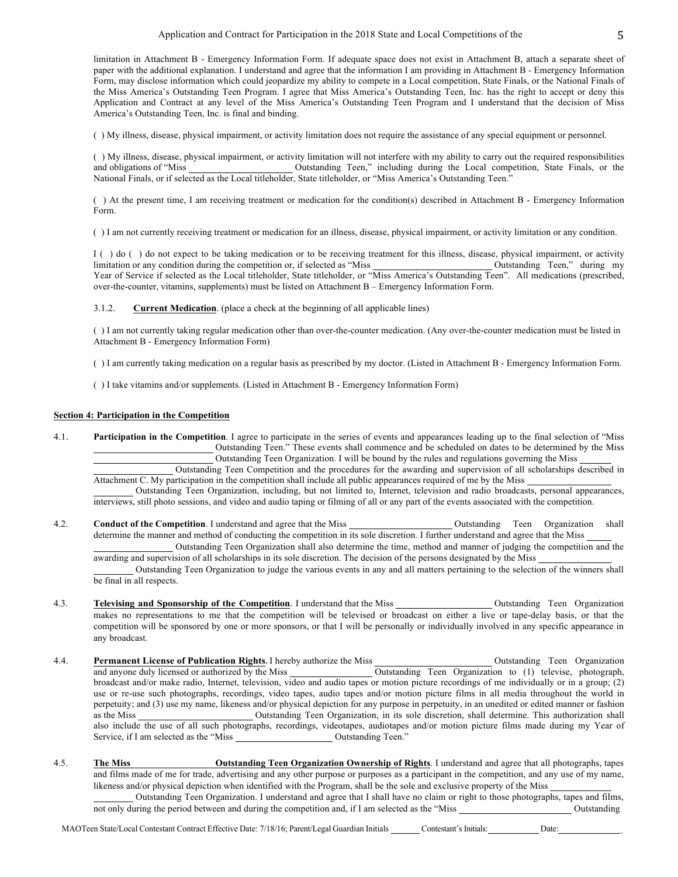limitation in Attachment B - Emergency Information Form. If adequate space does not exist in Attachment B, attach a separate sheet of paper with the additional explanation. I understand and agree that the information I am providing in Attachment B - Emergency Information Form, may disclose information which could jeopardize my ability to compete in a Local competition, State Finals, or the National Finals of the Miss America's Outstanding Teen Program. I agree that Miss America's Outstanding Teen, Inc. has the right to accept or deny this Application and Contract at any level of the Miss America's Outstanding Teen Program and I understand that the decision of Miss America's Outstanding Teen, Inc. is final and binding.

( ) My illness, disease, physical impairment, or activity limitation does not require the assistance of any special equipment or personnel.

( ) My illness, disease, physical impairment, or activity limitation will not interfere with my ability to carry out the required responsibilities and obligations of "Miss ____________ Outstanding Teen," including during the Local competition, State Finals, or the National Finals, or if selected as the Local titleholder, State titleholder, or "Miss America's Outstanding Teen."

( ) At the present time, I am receiving treatment or medication for the condition(s) described in Attachment B - Emergency Information Form.

( ) I am not currently receiving treatment or medication for an illness, disease, physical impairment, or activity limitation or any condition.

I ( ) do ( ) do not expect to be taking medication or to be receiving treatment for this illness, disease, physical impairment, or activity limitation or any condition during the competition or, if selected as "Miss ____________ Outstanding Teen," during my Year of Service if selected as the Local titleholder, State titleholder, or "Miss America's Outstanding Teen". All medications (prescribed, over-the-counter, vitamins, supplements) must be listed on Attachment B – Emergency Information Form.

3.1.2. **Current Medication**. (place a check at the beginning of all applicable lines)

( ) I am not currently taking regular medication other than over-the-counter medication. (Any over-the-counter medication must be listed in Attachment B - Emergency Information Form)

( ) I am currently taking medication on a regular basis as prescribed by my doctor. (Listed in Attachment B - Emergency Information Form.

( ) I take vitamins and/or supplements. (Listed in Attachment B - Emergency Information Form)

**Section 4: Participation in the Competition**

4.1. **Participation in the Competition**. I agree to participate in the series of events and appearances leading up to the final selection of "Miss ____________ Outstanding Teen." These events shall commence and be scheduled on dates to be determined by the Miss ____________ Outstanding Teen Organization. I will be bound by the rules and regulations governing the Miss ____________ Outstanding Teen Competition and the procedures for the awarding and supervision of all scholarships described in Attachment C. My participation in the competition shall include all public appearances required of me by the Miss ____________ Outstanding Teen Organization, including, but not limited to, Internet, television and radio broadcasts, personal appearances, interviews, still photo sessions, and video and audio taping or filming of all or any part of the events associated with the competition.

4.2. **Conduct of the Competition**. I understand and agree that the Miss ____________ Outstanding Teen Organization shall determine the manner and method of conducting the competition in its sole discretion. I further understand and agree that the Miss ____________ Outstanding Teen Organization shall also determine the time, method and manner of judging the competition and the awarding and supervision of all scholarships in its sole discretion. The decision of the persons designated by the Miss ____________ Outstanding Teen Organization to judge the various events in any and all matters pertaining to the selection of the winners shall be final in all respects.

4.3. **Televising and Sponsorship of the Competition**. I understand that the Miss ____________ Outstanding Teen Organization makes no representations to me that the competition will be televised or broadcast on either a live or tape-delay basis, or that the competition will be sponsored by one or more sponsors, or that I will be personally or individually involved in any specific appearance in any broadcast.

4.4. **Permanent License of Publication Rights**. I hereby authorize the Miss ____________ Outstanding Teen Organization and anyone duly licensed or authorized by the Miss ____________ Outstanding Teen Organization to (1) televise, photograph, broadcast and/or make radio, Internet, television, video and audio tapes or motion picture recordings of me individually or in a group; (2) use or re-use such photographs, recordings, video tapes, audio tapes and/or motion picture films in all media throughout the world in perpetuity; and (3) use my name, likeness and/or physical depiction for any purpose in perpetuity, in an unedited or edited manner or fashion as the Miss ____________ Outstanding Teen Organization, in its sole discretion, shall determine. This authorization shall also include the use of all such photographs, recordings, videotapes, audiotapes and/or motion picture films made during my Year of Service, if I am selected as the "Miss ____________ Outstanding Teen."

4.5. **The Miss ____________ Outstanding Teen Organization Ownership of Rights**. I understand and agree that all photographs, tapes and films made of me for trade, advertising and any other purpose or purposes as a participant in the competition, and any use of my name, likeness and/or physical depiction when identified with the Program, shall be the sole and exclusive property of the Miss ____________ Outstanding Teen Organization. I understand and agree that I shall have no claim or right to those photographs, tapes and films, not only during the period between and during the competition and, if I am selected as the "Miss ____________ Outstanding

MAOTeen State/Local Contestant Contract Effective Date: 7/18/16; Parent/Legal Guardian Initials ______ Contestant's Initials: ______ Date: ______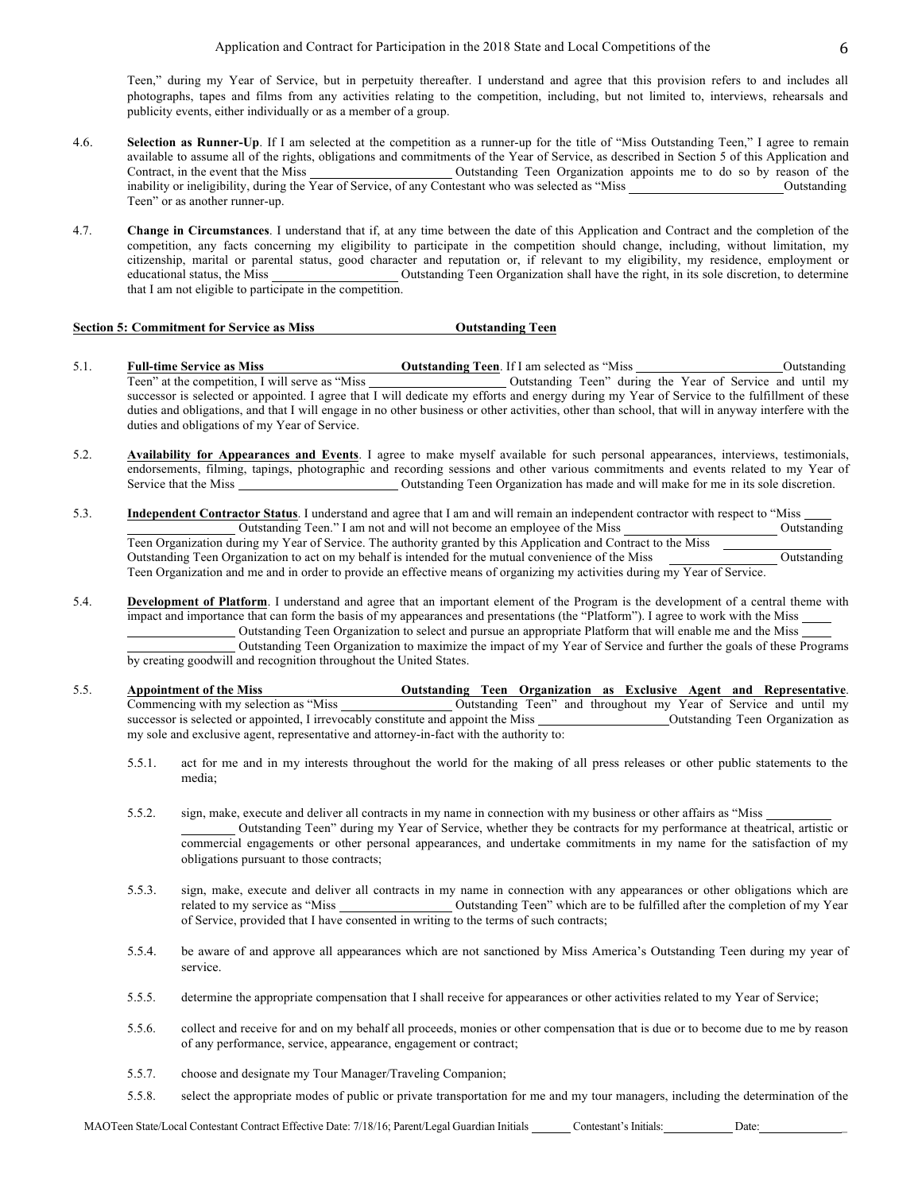Teen," during my Year of Service, but in perpetuity thereafter. I understand and agree that this provision refers to and includes all photographs, tapes and films from any activities relating to the competition, including, but not limited to, interviews, rehearsals and publicity events, either individually or as a member of a group.

4.6. **Selection as Runner-Up**. If I am selected at the competition as a runner-up for the title of "Miss Outstanding Teen," I agree to remain available to assume all of the rights, obligations and commitments of the Year of Service, as described in Section 5 of this Application and Contract, in the event that the Miss ______________ Outstanding Teen Organization appoints me to do so by reason of the inability or ineligibility, during the Year of Service, of any Contestant who was selected as "Miss ______________ Outstanding Teen" or as another runner-up.

4.7. **Change in Circumstances**. I understand that if, at any time between the date of this Application and Contract and the completion of the competition, any facts concerning my eligibility to participate in the competition should change, including, without limitation, my citizenship, marital or parental status, good character and reputation or, if relevant to my eligibility, my residence, employment or educational status, the Miss ______________ Outstanding Teen Organization shall have the right, in its sole discretion, to determine that I am not eligible to participate in the competition.

## Section 5: Commitment for Service as Miss ______________ Outstanding Teen

5.1. **Full-time Service as Miss ______________ Outstanding Teen**. If I am selected as "Miss ______________ Outstanding Teen" at the competition, I will serve as "Miss ______________ Outstanding Teen" during the Year of Service and until my successor is selected or appointed. I agree that I will dedicate my efforts and energy during my Year of Service to the fulfillment of these duties and obligations, and that I will engage in no other business or other activities, other than school, that will in anyway interfere with the duties and obligations of my Year of Service.

5.2. **Availability for Appearances and Events**. I agree to make myself available for such personal appearances, interviews, testimonials, endorsements, filming, tapings, photographic and recording sessions and other various commitments and events related to my Year of Service that the Miss ______________ Outstanding Teen Organization has made and will make for me in its sole discretion.

5.3. **Independent Contractor Status**. I understand and agree that I am and will remain an independent contractor with respect to "Miss ______________ Outstanding Teen." I am not and will not become an employee of the Miss ______________ Outstanding Teen Organization during my Year of Service. The authority granted by this Application and Contract to the Miss ______________ Outstanding Teen Organization to act on my behalf is intended for the mutual convenience of the Miss ______________ Outstanding Teen Organization and me and in order to provide an effective means of organizing my activities during my Year of Service.

5.4. **Development of Platform**. I understand and agree that an important element of the Program is the development of a central theme with impact and importance that can form the basis of my appearances and presentations (the "Platform"). I agree to work with the Miss ______________ Outstanding Teen Organization to select and pursue an appropriate Platform that will enable me and the Miss ______________ Outstanding Teen Organization to maximize the impact of my Year of Service and further the goals of these Programs by creating goodwill and recognition throughout the United States.

5.5. **Appointment of the Miss ______________ Outstanding Teen Organization as Exclusive Agent and Representative**. Commencing with my selection as "Miss ______________ Outstanding Teen" and throughout my Year of Service and until my successor is selected or appointed, I irrevocably constitute and appoint the Miss ______________ Outstanding Teen Organization as my sole and exclusive agent, representative and attorney-in-fact with the authority to:

5.5.1. act for me and in my interests throughout the world for the making of all press releases or other public statements to the media;

5.5.2. sign, make, execute and deliver all contracts in my name in connection with my business or other affairs as "Miss ______________ Outstanding Teen" during my Year of Service, whether they be contracts for my performance at theatrical, artistic or commercial engagements or other personal appearances, and undertake commitments in my name for the satisfaction of my obligations pursuant to those contracts;

5.5.3. sign, make, execute and deliver all contracts in my name in connection with any appearances or other obligations which are related to my service as "Miss ______________ Outstanding Teen" which are to be fulfilled after the completion of my Year of Service, provided that I have consented in writing to the terms of such contracts;

5.5.4. be aware of and approve all appearances which are not sanctioned by Miss America's Outstanding Teen during my year of service.

5.5.5. determine the appropriate compensation that I shall receive for appearances or other activities related to my Year of Service;

5.5.6. collect and receive for and on my behalf all proceeds, monies or other compensation that is due or to become due to me by reason of any performance, service, appearance, engagement or contract;

5.5.7. choose and designate my Tour Manager/Traveling Companion;

5.5.8. select the appropriate modes of public or private transportation for me and my tour managers, including the determination of the

MAOTeen State/Local Contestant Contract Effective Date: 7/18/16; Parent/Legal Guardian Initials ______ Contestant's Initials: ______ Date: ______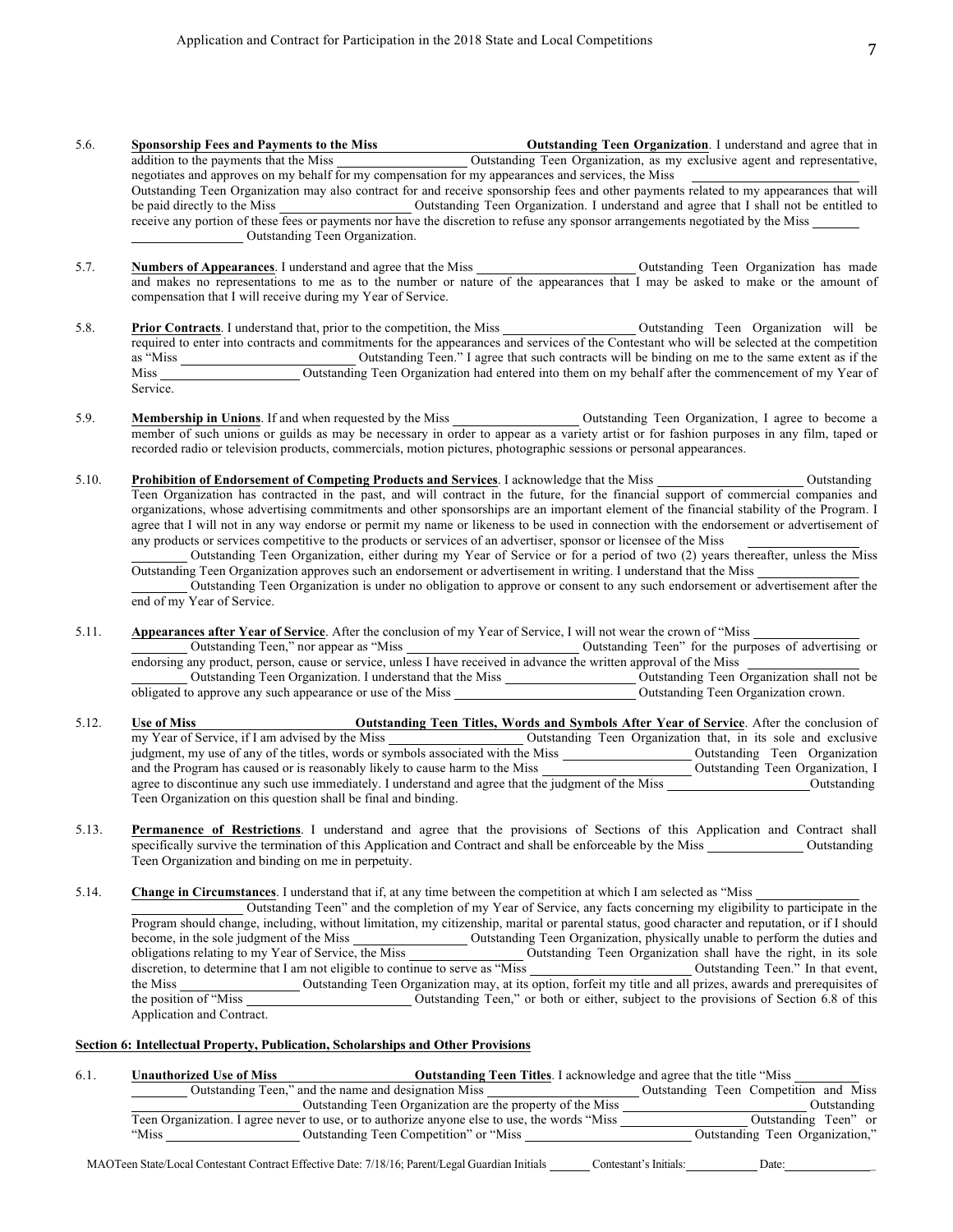5.6. **Sponsorship Fees and Payments to the Miss ____________ Outstanding Teen Organization**. I understand and agree that in addition to the payments that the Miss ____________ Outstanding Teen Organization, as my exclusive agent and representative, negotiates and approves on my behalf for my compensation for my appearances and services, the Miss ____________ Outstanding Teen Organization may also contract for and receive sponsorship fees and other payments related to my appearances that will be paid directly to the Miss ____________ Outstanding Teen Organization. I understand and agree that I shall not be entitled to receive any portion of these fees or payments nor have the discretion to refuse any sponsor arrangements negotiated by the Miss ____________ Outstanding Teen Organization.

5.7. **Numbers of Appearances**. I understand and agree that the Miss ____________ Outstanding Teen Organization has made and makes no representations to me as to the number or nature of the appearances that I may be asked to make or the amount of compensation that I will receive during my Year of Service.

5.8. **Prior Contracts**. I understand that, prior to the competition, the Miss ____________ Outstanding Teen Organization will be required to enter into contracts and commitments for the appearances and services of the Contestant who will be selected at the competition as "Miss ____________ Outstanding Teen." I agree that such contracts will be binding on me to the same extent as if the Miss ____________ Outstanding Teen Organization had entered into them on my behalf after the commencement of my Year of Service.

5.9. **Membership in Unions**. If and when requested by the Miss ____________ Outstanding Teen Organization, I agree to become a member of such unions or guilds as may be necessary in order to appear as a variety artist or for fashion purposes in any film, taped or recorded radio or television products, commercials, motion pictures, photographic sessions or personal appearances.

5.10. **Prohibition of Endorsement of Competing Products and Services**. I acknowledge that the Miss ____________ Outstanding Teen Organization has contracted in the past, and will contract in the future, for the financial support of commercial companies and organizations, whose advertising commitments and other sponsorships are an important element of the financial stability of the Program. I agree that I will not in any way endorse or permit my name or likeness to be used in connection with the endorsement or advertisement of any products or services competitive to the products or services of an advertiser, sponsor or licensee of the Miss ____________ Outstanding Teen Organization, either during my Year of Service or for a period of two (2) years thereafter, unless the Miss Outstanding Teen Organization approves such an endorsement or advertisement in writing. I understand that the Miss ____________ Outstanding Teen Organization is under no obligation to approve or consent to any such endorsement or advertisement after the end of my Year of Service.

5.11. **Appearances after Year of Service**. After the conclusion of my Year of Service, I will not wear the crown of "Miss ____________ Outstanding Teen," nor appear as "Miss ____________ Outstanding Teen" for the purposes of advertising or endorsing any product, person, cause or service, unless I have received in advance the written approval of the Miss ____________ Outstanding Teen Organization. I understand that the Miss ____________ Outstanding Teen Organization shall not be obligated to approve any such appearance or use of the Miss ____________ Outstanding Teen Organization crown.

5.12. **Use of Miss ____________ Outstanding Teen Titles, Words and Symbols After Year of Service**. After the conclusion of my Year of Service, if I am advised by the Miss ____________ Outstanding Teen Organization that, in its sole and exclusive judgment, my use of any of the titles, words or symbols associated with the Miss ____________ Outstanding Teen Organization and the Program has caused or is reasonably likely to cause harm to the Miss ____________ Outstanding Teen Organization, I agree to discontinue any such use immediately. I understand and agree that the judgment of the Miss ____________ Outstanding Teen Organization on this question shall be final and binding.

5.13. **Permanence of Restrictions**. I understand and agree that the provisions of Sections of this Application and Contract shall specifically survive the termination of this Application and Contract and shall be enforceable by the Miss ____________ Outstanding Teen Organization and binding on me in perpetuity.

5.14. **Change in Circumstances**. I understand that if, at any time between the competition at which I am selected as "Miss ____________ Outstanding Teen" and the completion of my Year of Service, any facts concerning my eligibility to participate in the Program should change, including, without limitation, my citizenship, marital or parental status, good character and reputation, or if I should become, in the sole judgment of the Miss ____________ Outstanding Teen Organization, physically unable to perform the duties and obligations relating to my Year of Service, the Miss ____________ Outstanding Teen Organization shall have the right, in its sole discretion, to determine that I am not eligible to continue to serve as "Miss ____________ Outstanding Teen." In that event, the Miss ____________ Outstanding Teen Organization may, at its option, forfeit my title and all prizes, awards and prerequisites of the position of "Miss ____________ Outstanding Teen," or both or either, subject to the provisions of Section 6.8 of this Application and Contract.

**Section 6: Intellectual Property, Publication, Scholarships and Other Provisions**

6.1. **Unauthorized Use of Miss ____________ Outstanding Teen Titles**. I acknowledge and agree that the title "Miss ____________ Outstanding Teen," and the name and designation Miss ____________ Outstanding Teen Competition and Miss ____________ Outstanding Teen Organization are the property of the Miss ____________ Outstanding Teen Organization. I agree never to use, or to authorize anyone else to use, the words "Miss ____________ Outstanding Teen" or "Miss ____________ Outstanding Teen Competition" or "Miss ____________ Outstanding Teen Organization,"

MAOTeen State/Local Contestant Contract Effective Date: 7/18/16; Parent/Legal Guardian Initials ______ Contestant's Initials: ______ Date: ______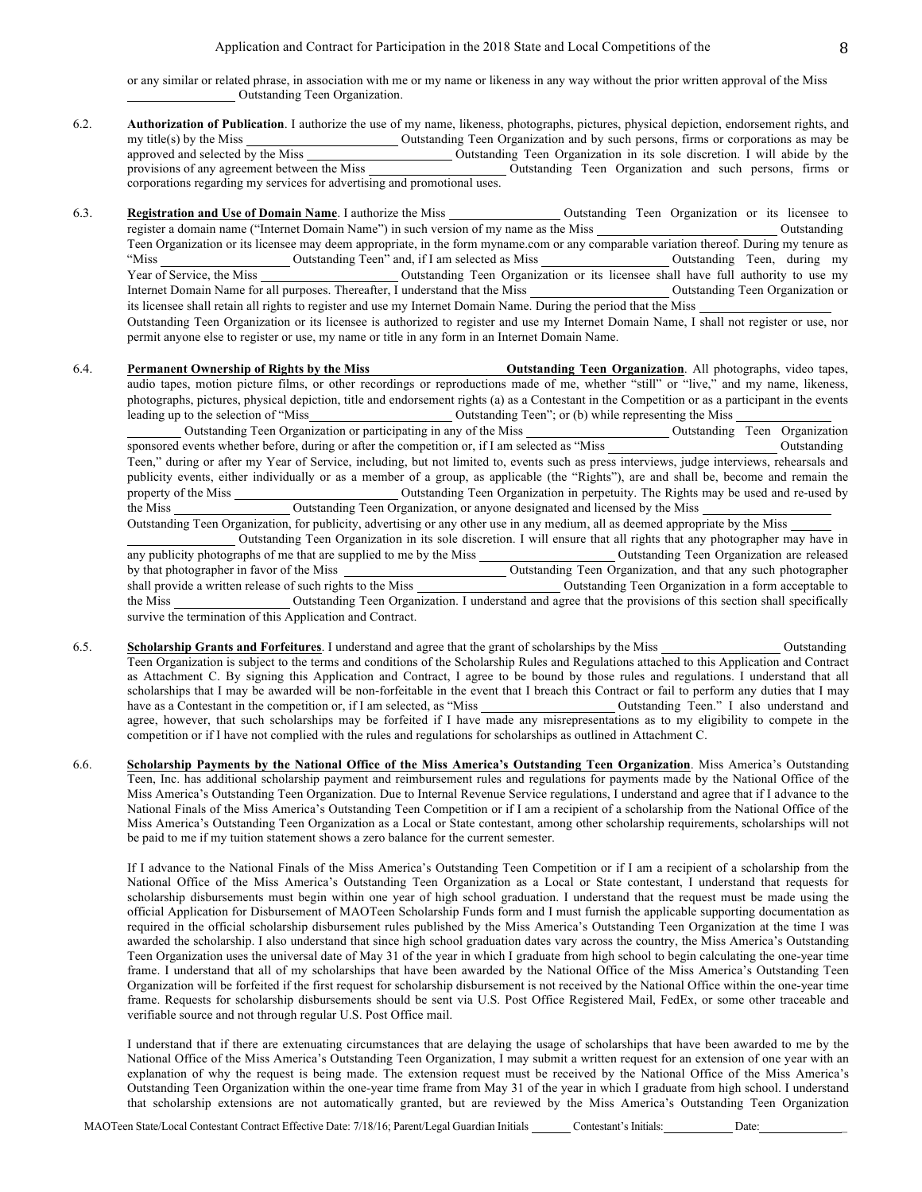or any similar or related phrase, in association with me or my name or likeness in any way without the prior written approval of the Miss \_\_\_\_\_\_\_\_\_\_\_\_\_\_\_\_ Outstanding Teen Organization.

6.2. **Authorization of Publication**. I authorize the use of my name, likeness, photographs, pictures, physical depiction, endorsement rights, and my title(s) by the Miss \_\_\_\_\_\_\_\_\_\_\_\_\_\_\_\_\_\_\_\_\_\_ Outstanding Teen Organization and by such persons, firms or corporations as may be approved and selected by the Miss \_\_\_\_\_\_\_\_\_\_\_\_\_\_\_\_\_\_\_\_\_\_ Outstanding Teen Organization in its sole discretion. I will abide by the provisions of any agreement between the Miss \_\_\_\_\_\_\_\_\_\_\_\_\_\_\_\_\_\_\_\_\_ Outstanding Teen Organization and such persons, firms or corporations regarding my services for advertising and promotional uses.

6.3. **Registration and Use of Domain Name**. I authorize the Miss \_\_\_\_\_\_\_\_\_\_\_\_\_\_\_\_\_ Outstanding Teen Organization or its licensee to register a domain name ("Internet Domain Name") in such version of my name as the Miss \_\_\_\_\_\_\_\_\_\_\_\_\_\_\_\_\_\_\_\_\_\_\_\_\_\_\_ Outstanding Teen Organization or its licensee may deem appropriate, in the form myname.com or any comparable variation thereof. During my tenure as "Miss \_\_\_\_\_\_\_\_\_\_\_\_\_\_\_\_\_\_\_ Outstanding Teen" and, if I am selected as Miss \_\_\_\_\_\_\_\_\_\_\_\_\_\_\_\_\_\_\_ Outstanding Teen, during my Year of Service, the Miss \_\_\_\_\_\_\_\_\_\_\_\_\_\_\_\_\_\_\_\_\_\_ Outstanding Teen Organization or its licensee shall have full authority to use my Internet Domain Name for all purposes. Thereafter, I understand that the Miss \_\_\_\_\_\_\_\_\_\_\_\_\_\_\_\_\_\_\_\_\_ Outstanding Teen Organization or its licensee shall retain all rights to register and use my Internet Domain Name. During the period that the Miss \_\_\_\_\_\_\_\_\_\_\_\_\_\_\_\_\_\_\_\_ Outstanding Teen Organization or its licensee is authorized to register and use my Internet Domain Name, I shall not register or use, nor permit anyone else to register or use, my name or title in any form in an Internet Domain Name.

6.4. **Permanent Ownership of Rights by the Miss \_\_\_\_\_\_\_\_\_\_\_\_\_\_\_\_\_\_\_\_\_\_ Outstanding Teen Organization**. All photographs, video tapes, audio tapes, motion picture films, or other recordings or reproductions made of me, whether "still" or "live," and my name, likeness, photographs, pictures, physical depiction, title and endorsement rights (a) as a Contestant in the Competition or as a participant in the events leading up to the selection of "Miss\_\_\_\_\_\_\_\_\_\_\_\_\_\_\_\_\_\_\_\_\_\_ Outstanding Teen"; or (b) while representing the Miss \_\_\_\_\_\_\_\_\_\_\_\_\_\_\_\_\_\_\_\_\_\_\_\_ Outstanding Teen Organization or participating in any of the Miss \_\_\_\_\_\_\_\_\_\_\_\_\_\_\_\_\_\_\_\_\_\_ Outstanding Teen Organization sponsored events whether before, during or after the competition or, if I am selected as "Miss \_\_\_\_\_\_\_\_\_\_\_\_\_\_\_\_\_\_\_\_\_\_\_\_\_\_ Outstanding Teen," during or after my Year of Service, including, but not limited to, events such as press interviews, judge interviews, rehearsals and publicity events, either individually or as a member of a group, as applicable (the "Rights"), are and shall be, become and remain the property of the Miss \_\_\_\_\_\_\_\_\_\_\_\_\_\_\_\_\_\_\_\_\_\_\_\_\_\_ Outstanding Teen Organization in perpetuity. The Rights may be used and re-used by the Miss \_\_\_\_\_\_\_\_\_\_\_\_\_\_\_\_\_\_ Outstanding Teen Organization, or anyone designated and licensed by the Miss \_\_\_\_\_\_\_\_\_\_\_\_\_\_\_\_\_\_\_\_\_ Outstanding Teen Organization, for publicity, advertising or any other use in any medium, all as deemed appropriate by the Miss \_\_\_\_\_\_\_\_\_\_\_\_\_\_\_\_\_\_\_\_\_\_ Outstanding Teen Organization in its sole discretion. I will ensure that all rights that any photographer may have in any publicity photographs of me that are supplied to me by the Miss \_\_\_\_\_\_\_\_\_\_\_\_\_\_\_\_\_\_\_\_\_ Outstanding Teen Organization are released by that photographer in favor of the Miss \_\_\_\_\_\_\_\_\_\_\_\_\_\_\_\_\_\_\_\_\_\_\_\_\_\_ Outstanding Teen Organization, and that any such photographer shall provide a written release of such rights to the Miss \_\_\_\_\_\_\_\_\_\_\_\_\_\_\_\_\_\_\_\_\_\_\_ Outstanding Teen Organization in a form acceptable to the Miss \_\_\_\_\_\_\_\_\_\_\_\_\_\_\_\_\_\_ Outstanding Teen Organization. I understand and agree that the provisions of this section shall specifically survive the termination of this Application and Contract.

6.5. **Scholarship Grants and Forfeitures**. I understand and agree that the grant of scholarships by the Miss \_\_\_\_\_\_\_\_\_\_\_\_\_\_\_\_\_\_\_ Outstanding Teen Organization is subject to the terms and conditions of the Scholarship Rules and Regulations attached to this Application and Contract as Attachment C. By signing this Application and Contract, I agree to be bound by those rules and regulations. I understand that all scholarships that I may be awarded will be non-forfeitable in the event that I breach this Contract or fail to perform any duties that I may have as a Contestant in the competition or, if I am selected, as "Miss \_\_\_\_\_\_\_\_\_\_\_\_\_\_\_\_\_\_\_\_\_ Outstanding Teen." I also understand and agree, however, that such scholarships may be forfeited if I have made any misrepresentations as to my eligibility to compete in the competition or if I have not complied with the rules and regulations for scholarships as outlined in Attachment C.

6.6. **Scholarship Payments by the National Office of the Miss America's Outstanding Teen Organization**. Miss America's Outstanding Teen, Inc. has additional scholarship payment and reimbursement rules and regulations for payments made by the National Office of the Miss America's Outstanding Teen Organization. Due to Internal Revenue Service regulations, I understand and agree that if I advance to the National Finals of the Miss America's Outstanding Teen Competition or if I am a recipient of a scholarship from the National Office of the Miss America's Outstanding Teen Organization as a Local or State contestant, among other scholarship requirements, scholarships will not be paid to me if my tuition statement shows a zero balance for the current semester.

If I advance to the National Finals of the Miss America's Outstanding Teen Competition or if I am a recipient of a scholarship from the National Office of the Miss America's Outstanding Teen Organization as a Local or State contestant, I understand that requests for scholarship disbursements must begin within one year of high school graduation. I understand that the request must be made using the official Application for Disbursement of MAOTeen Scholarship Funds form and I must furnish the applicable supporting documentation as required in the official scholarship disbursement rules published by the Miss America's Outstanding Teen Organization at the time I was awarded the scholarship. I also understand that since high school graduation dates vary across the country, the Miss America's Outstanding Teen Organization uses the universal date of May 31 of the year in which I graduate from high school to begin calculating the one-year time frame. I understand that all of my scholarships that have been awarded by the National Office of the Miss America's Outstanding Teen Organization will be forfeited if the first request for scholarship disbursement is not received by the National Office within the one-year time frame. Requests for scholarship disbursements should be sent via U.S. Post Office Registered Mail, FedEx, or some other traceable and verifiable source and not through regular U.S. Post Office mail.

I understand that if there are extenuating circumstances that are delaying the usage of scholarships that have been awarded to me by the National Office of the Miss America's Outstanding Teen Organization, I may submit a written request for an extension of one year with an explanation of why the request is being made. The extension request must be received by the National Office of the Miss America's Outstanding Teen Organization within the one-year time frame from May 31 of the year in which I graduate from high school. I understand that scholarship extensions are not automatically granted, but are reviewed by the Miss America's Outstanding Teen Organization

MAOTeen State/Local Contestant Contract Effective Date: 7/18/16; Parent/Legal Guardian Initials \_\_\_\_\_\_ Contestant's Initials: \_\_\_\_\_\_\_\_\_\_ Date: \_\_\_\_\_\_\_\_\_\_\_\_\_\_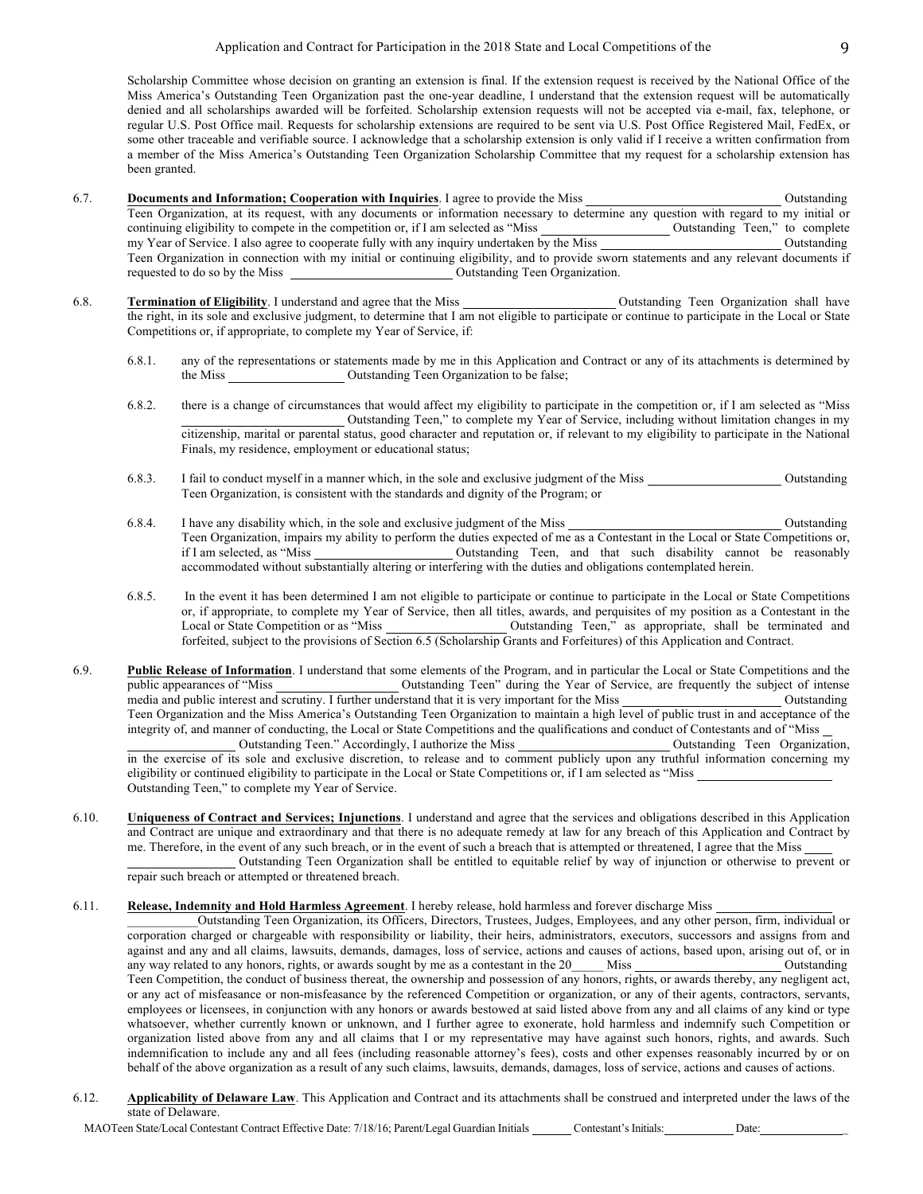Scholarship Committee whose decision on granting an extension is final. If the extension request is received by the National Office of the Miss America's Outstanding Teen Organization past the one-year deadline, I understand that the extension request will be automatically denied and all scholarships awarded will be forfeited. Scholarship extension requests will not be accepted via e-mail, fax, telephone, or regular U.S. Post Office mail. Requests for scholarship extensions are required to be sent via U.S. Post Office Registered Mail, FedEx, or some other traceable and verifiable source. I acknowledge that a scholarship extension is only valid if I receive a written confirmation from a member of the Miss America's Outstanding Teen Organization Scholarship Committee that my request for a scholarship extension has been granted.

6.7. **Documents and Information; Cooperation with Inquiries**. I agree to provide the Miss ____________________ Outstanding Teen Organization, at its request, with any documents or information necessary to determine any question with regard to my initial or continuing eligibility to compete in the competition or, if I am selected as "Miss ____________ Outstanding Teen," to complete my Year of Service. I also agree to cooperate fully with any inquiry undertaken by the Miss ____________________ Outstanding Teen Organization in connection with my initial or continuing eligibility, and to provide sworn statements and any relevant documents if requested to do so by the Miss ________________ Outstanding Teen Organization.

6.8. **Termination of Eligibility**. I understand and agree that the Miss ________________ Outstanding Teen Organization shall have the right, in its sole and exclusive judgment, to determine that I am not eligible to participate or continue to participate in the Local or State Competitions or, if appropriate, to complete my Year of Service, if:

6.8.1. any of the representations or statements made by me in this Application and Contract or any of its attachments is determined by the Miss ____________ Outstanding Teen Organization to be false;

6.8.2. there is a change of circumstances that would affect my eligibility to participate in the competition or, if I am selected as "Miss ________________ Outstanding Teen," to complete my Year of Service, including without limitation changes in my citizenship, marital or parental status, good character and reputation or, if relevant to my eligibility to participate in the National Finals, my residence, employment or educational status;

6.8.3. I fail to conduct myself in a manner which, in the sole and exclusive judgment of the Miss ______________ Outstanding Teen Organization, is consistent with the standards and dignity of the Program; or

6.8.4. I have any disability which, in the sole and exclusive judgment of the Miss ____________________ Outstanding Teen Organization, impairs my ability to perform the duties expected of me as a Contestant in the Local or State Competitions or, if I am selected, as "Miss ______________ Outstanding Teen, and that such disability cannot be reasonably accommodated without substantially altering or interfering with the duties and obligations contemplated herein.

6.8.5. In the event it has been determined I am not eligible to participate or continue to participate in the Local or State Competitions or, if appropriate, to complete my Year of Service, then all titles, awards, and perquisites of my position as a Contestant in the Local or State Competition or as "Miss ____________ Outstanding Teen," as appropriate, shall be terminated and forfeited, subject to the provisions of Section 6.5 (Scholarship Grants and Forfeitures) of this Application and Contract.

6.9. **Public Release of Information**. I understand that some elements of the Program, and in particular the Local or State Competitions and the public appearances of "Miss ____________ Outstanding Teen" during the Year of Service, are frequently the subject of intense media and public interest and scrutiny. I further understand that it is very important for the Miss ________________ Outstanding Teen Organization and the Miss America's Outstanding Teen Organization to maintain a high level of public trust in and acceptance of the integrity of, and manner of conducting, the Local or State Competitions and the qualifications and conduct of Contestants and of "Miss ____________ Outstanding Teen." Accordingly, I authorize the Miss ________________ Outstanding Teen Organization, in the exercise of its sole and exclusive discretion, to release and to comment publicly upon any truthful information concerning my eligibility or continued eligibility to participate in the Local or State Competitions or, if I am selected as "Miss ______________ Outstanding Teen," to complete my Year of Service.

6.10. **Uniqueness of Contract and Services; Injunctions**. I understand and agree that the services and obligations described in this Application and Contract are unique and extraordinary and that there is no adequate remedy at law for any breach of this Application and Contract by me. Therefore, in the event of any such breach, or in the event of such a breach that is attempted or threatened, I agree that the Miss ____________ Outstanding Teen Organization shall be entitled to equitable relief by way of injunction or otherwise to prevent or repair such breach or attempted or threatened breach.

6.11. **Release, Indemnity and Hold Harmless Agreement**. I hereby release, hold harmless and forever discharge Miss ________________ Outstanding Teen Organization, its Officers, Directors, Trustees, Judges, Employees, and any other person, firm, individual or corporation charged or chargeable with responsibility or liability, their heirs, administrators, executors, successors and assigns from and against and any and all claims, lawsuits, demands, damages, loss of service, actions and causes of actions, based upon, arising out of, or in any way related to any honors, rights, or awards sought by me as a contestant in the 20_____ Miss ________________ Outstanding Teen Competition, the conduct of business thereat, the ownership and possession of any honors, rights, or awards thereby, any negligent act, or any act of misfeasance or non-misfeasance by the referenced Competition or organization, or any of their agents, contractors, servants, employees or licensees, in conjunction with any honors or awards bestowed at said listed above from any and all claims of any kind or type whatsoever, whether currently known or unknown, and I further agree to exonerate, hold harmless and indemnify such Competition or organization listed above from any and all claims that I or my representative may have against such honors, rights, and awards. Such indemnification to include any and all fees (including reasonable attorney's fees), costs and other expenses reasonably incurred by or on behalf of the above organization as a result of any such claims, lawsuits, demands, damages, loss of service, actions and causes of actions.

6.12. **Applicability of Delaware Law**. This Application and Contract and its attachments shall be construed and interpreted under the laws of the state of Delaware.

MAOTeen State/Local Contestant Contract Effective Date: 7/18/16; Parent/Legal Guardian Initials ______ Contestant's Initials: __________ Date: ____________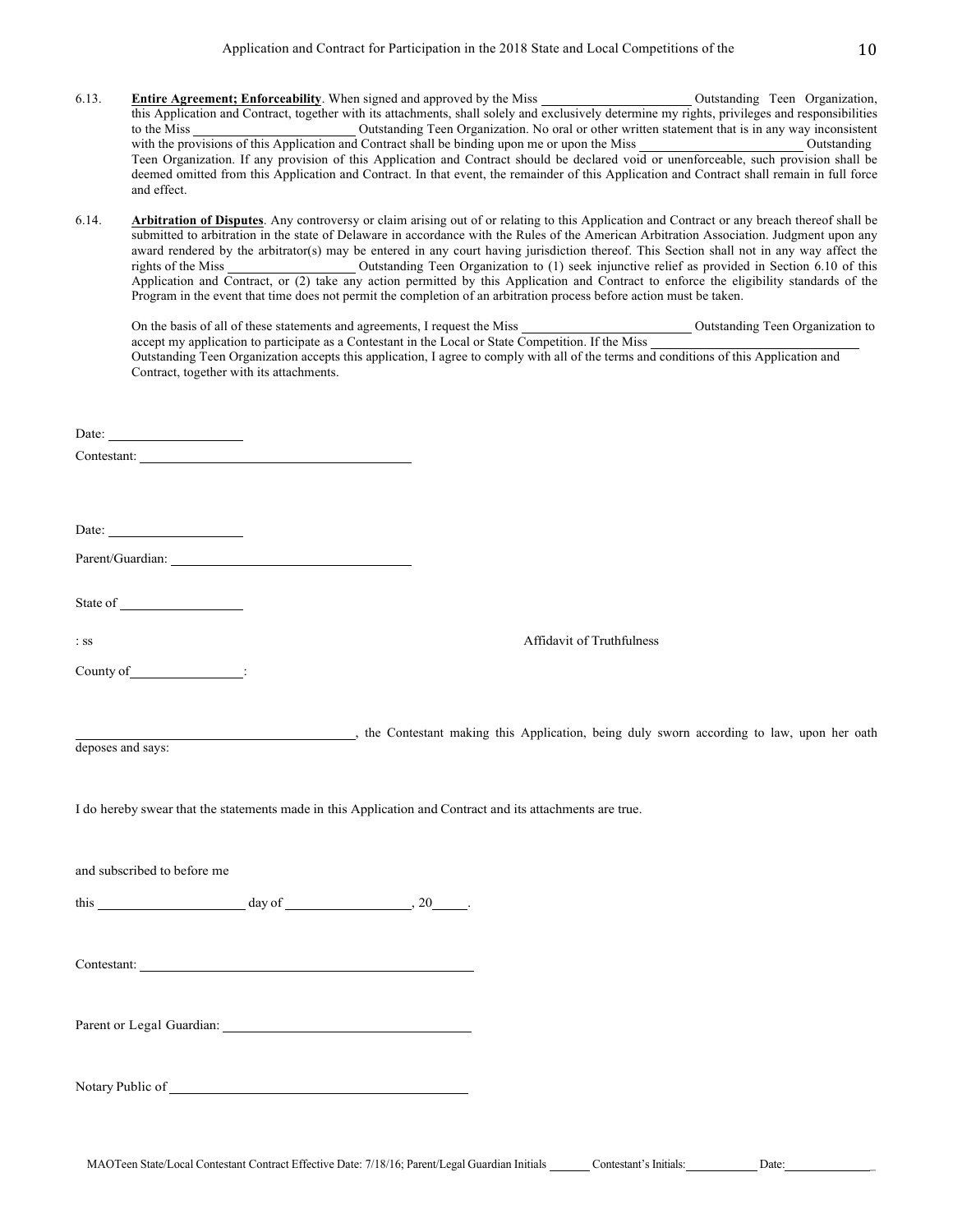6.13. **Entire Agreement; Enforceability**. When signed and approved by the Miss ______________________ Outstanding Teen Organization, this Application and Contract, together with its attachments, shall solely and exclusively determine my rights, privileges and responsibilities to the Miss ________________________ Outstanding Teen Organization. No oral or other written statement that is in any way inconsistent with the provisions of this Application and Contract shall be binding upon me or upon the Miss ________________________ Outstanding Teen Organization. If any provision of this Application and Contract should be declared void or unenforceable, such provision shall be deemed omitted from this Application and Contract. In that event, the remainder of this Application and Contract shall remain in full force and effect.

6.14. **Arbitration of Disputes**. Any controversy or claim arising out of or relating to this Application and Contract or any breach thereof shall be submitted to arbitration in the state of Delaware in accordance with the Rules of the American Arbitration Association. Judgment upon any award rendered by the arbitrator(s) may be entered in any court having jurisdiction thereof. This Section shall not in any way affect the rights of the Miss ___________________ Outstanding Teen Organization to (1) seek injunctive relief as provided in Section 6.10 of this Application and Contract, or (2) take any action permitted by this Application and Contract to enforce the eligibility standards of the Program in the event that time does not permit the completion of an arbitration process before action must be taken.

On the basis of all of these statements and agreements, I request the Miss ________________________ Outstanding Teen Organization to accept my application to participate as a Contestant in the Local or State Competition. If the Miss ________________________________ Outstanding Teen Organization accepts this application, I agree to comply with all of the terms and conditions of this Application and Contract, together with its attachments.

Date: ____________________

Contestant: ________________________________________

Date: ____________________

Parent/Guardian: ___________________________________

State of __________________

: ss

Affidavit of Truthfulness

County of________________:

_________________________________________, the Contestant making this Application, being duly sworn according to law, upon her oath deposes and says:

I do hereby swear that the statements made in this Application and Contract and its attachments are true.

and subscribed to before me

this _____________________ day of __________________, 20_____.

Contestant: _________________________________________________

Parent or Legal Guardian: ___________________________________

Notary Public of ____________________________________________

MAOTeen State/Local Contestant Contract Effective Date: 7/18/16; Parent/Legal Guardian Initials ______ Contestant's Initials:___________ Date:_____________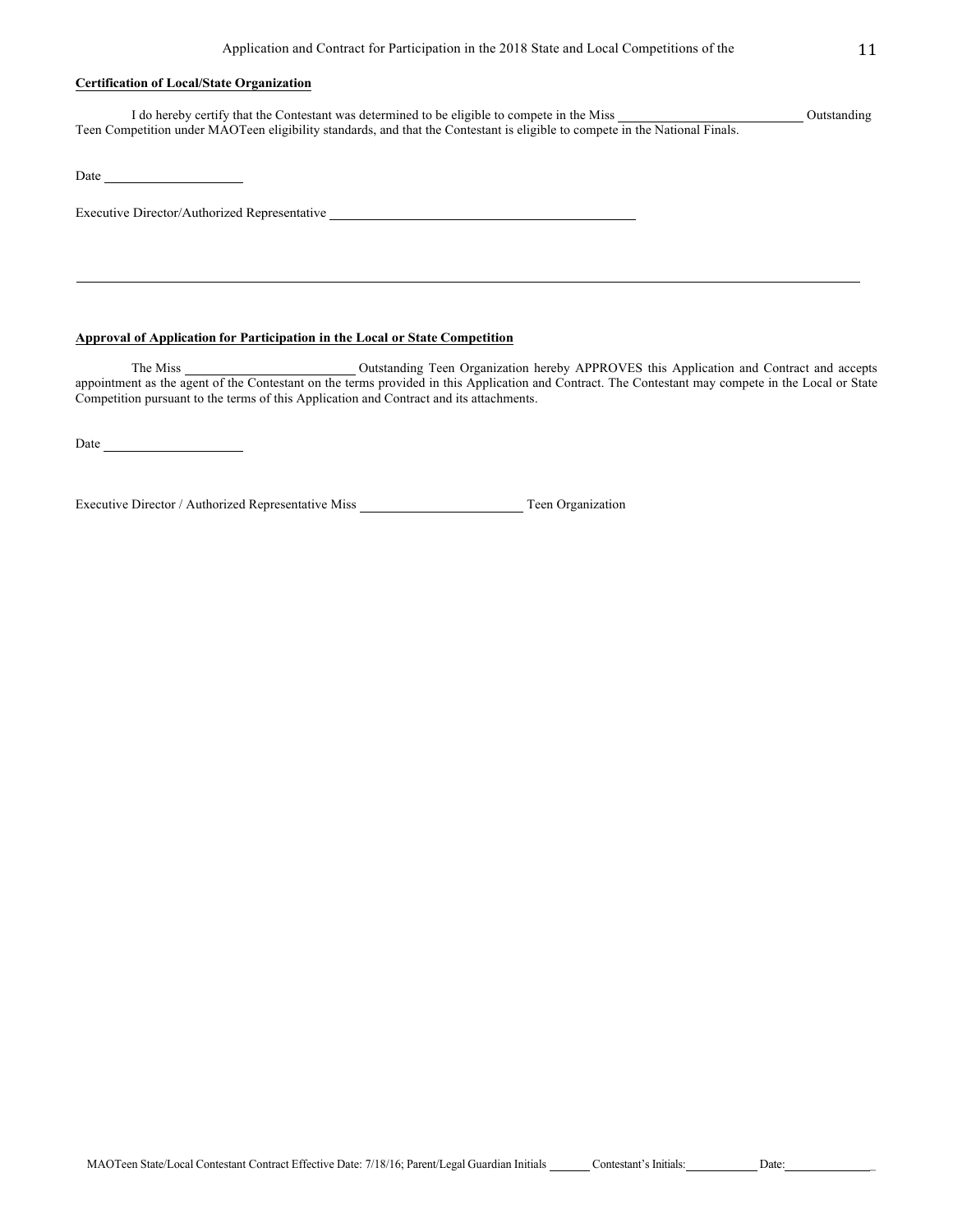**Certification of Local/State Organization**

I do hereby certify that the Contestant was determined to be eligible to compete in the Miss ____________________________ Outstanding Teen Competition under MAOTeen eligibility standards, and that the Contestant is eligible to compete in the National Finals.

Date ____________________

Executive Director/Authorized Representative ______________________________________________

---

**Approval of Application for Participation in the Local or State Competition**

The Miss _________________________ Outstanding Teen Organization hereby APPROVES this Application and Contract and accepts appointment as the agent of the Contestant on the terms provided in this Application and Contract. The Contestant may compete in the Local or State Competition pursuant to the terms of this Application and Contract and its attachments.

Date ____________________

Executive Director / Authorized Representative Miss _______________________ Teen Organization

MAOTeen State/Local Contestant Contract Effective Date: 7/18/16; Parent/Legal Guardian Initials ______ Contestant's Initials: __________ Date: ______________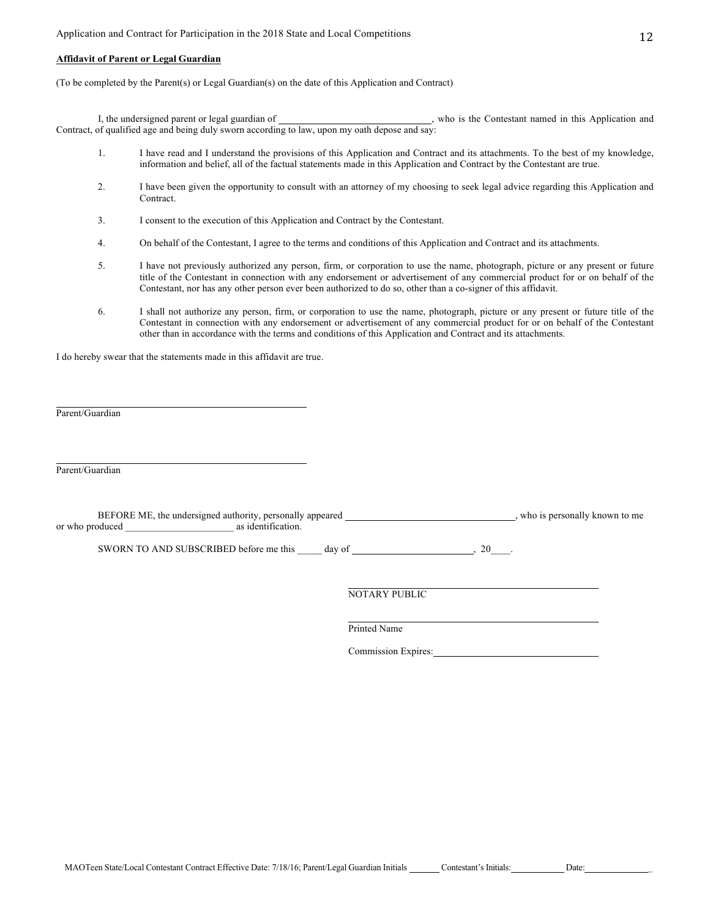**Affidavit of Parent or Legal Guardian**

(To be completed by the Parent(s) or Legal Guardian(s) on the date of this Application and Contract)

I, the undersigned parent or legal guardian of ______________________________, who is the Contestant named in this Application and Contract, of qualified age and being duly sworn according to law, upon my oath depose and say:

1. I have read and I understand the provisions of this Application and Contract and its attachments. To the best of my knowledge, information and belief, all of the factual statements made in this Application and Contract by the Contestant are true.

2. I have been given the opportunity to consult with an attorney of my choosing to seek legal advice regarding this Application and Contract.

3. I consent to the execution of this Application and Contract by the Contestant.

4. On behalf of the Contestant, I agree to the terms and conditions of this Application and Contract and its attachments.

5. I have not previously authorized any person, firm, or corporation to use the name, photograph, picture or any present or future title of the Contestant in connection with any endorsement or advertisement of any commercial product for or on behalf of the Contestant, nor has any other person ever been authorized to do so, other than a co-signer of this affidavit.

6. I shall not authorize any person, firm, or corporation to use the name, photograph, picture or any present or future title of the Contestant in connection with any endorsement or advertisement of any commercial product for or on behalf of the Contestant other than in accordance with the terms and conditions of this Application and Contract and its attachments.

I do hereby swear that the statements made in this affidavit are true.

______________________________________________
Parent/Guardian

______________________________________________
Parent/Guardian

BEFORE ME, the undersigned authority, personally appeared ________________________________, who is personally known to me or who produced ______________________ as identification.

SWORN TO AND SUBSCRIBED before me this _____ day of ________________________, 20____.

______________________________________________
NOTARY PUBLIC

______________________________________________
Printed Name

Commission Expires:________________________________

MAOTeen State/Local Contestant Contract Effective Date: 7/18/16; Parent/Legal Guardian Initials _______ Contestant's Initials:____________ Date:______________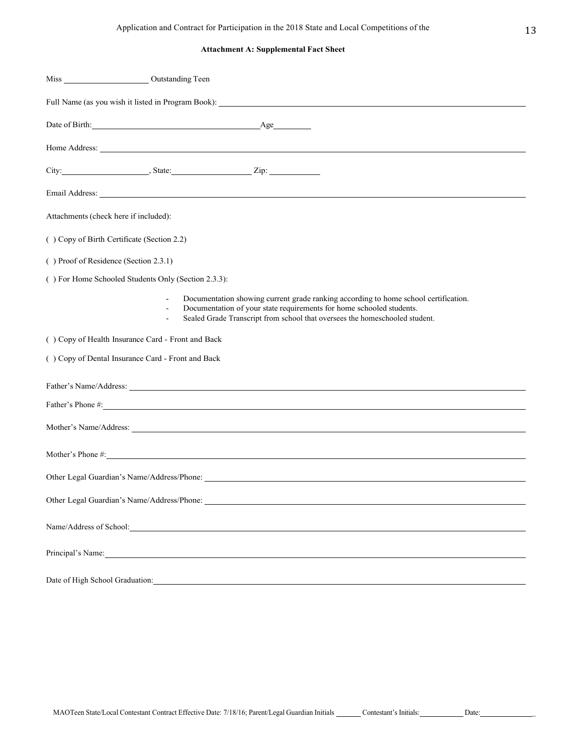Application and Contract for Participation in the 2018 State and Local Competitions of the

**Attachment A: Supplemental Fact Sheet**

Miss ____________________ Outstanding Teen

Full Name (as you wish it listed in Program Book): ________________________________________________

Date of Birth: ________________________________ Age ________

Home Address: ________________________________________________________________

City: ____________________, State: ____________________ Zip: ____________

Email Address: ________________________________________________________________

Attachments (check here if included):

( ) Copy of Birth Certificate (Section 2.2)

( ) Proof of Residence (Section 2.3.1)

( ) For Home Schooled Students Only (Section 2.3.3):

- Documentation showing current grade ranking according to home school certification.
- Documentation of your state requirements for home schooled students.
- Sealed Grade Transcript from school that oversees the homeschooled student.

( ) Copy of Health Insurance Card - Front and Back

( ) Copy of Dental Insurance Card - Front and Back

Father's Name/Address: ________________________________________________________________

Father's Phone #: ________________________________________________________________

Mother's Name/Address: ________________________________________________________________

Mother's Phone #: ________________________________________________________________

Other Legal Guardian's Name/Address/Phone: ________________________________________________

Other Legal Guardian's Name/Address/Phone: ________________________________________________

Name/Address of School: ________________________________________________________________

Principal's Name: ________________________________________________________________

Date of High School Graduation: ________________________________________________________

MAOTeen State/Local Contestant Contract Effective Date: 7/18/16; Parent/Legal Guardian Initials ______ Contestant's Initials: __________ Date: ____________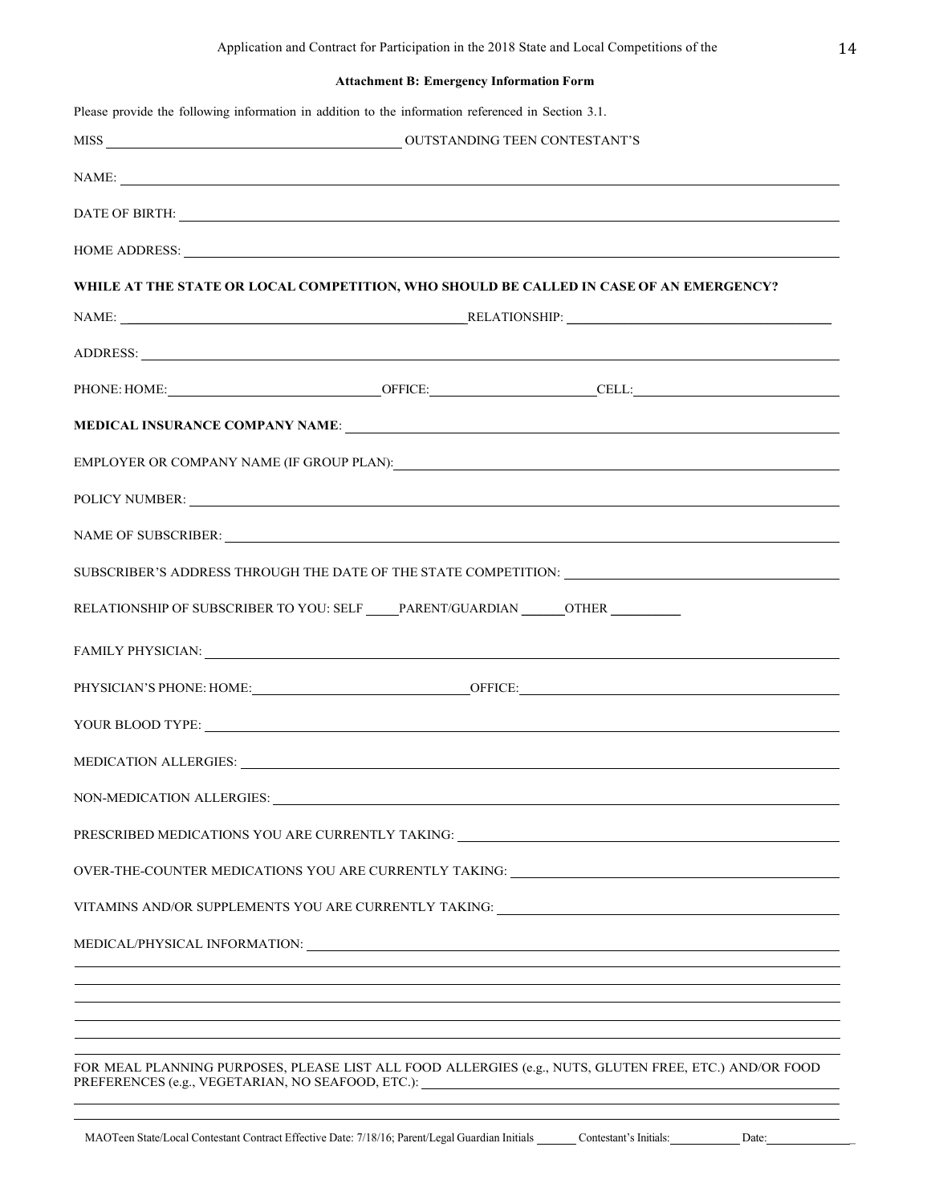## Attachment B: Emergency Information Form

Please provide the following information in addition to the information referenced in Section 3.1.

MISS ______________________________ OUTSTANDING TEEN CONTESTANT'S

NAME: ______________________________

DATE OF BIRTH: ______________________________

HOME ADDRESS: ______________________________

**WHILE AT THE STATE OR LOCAL COMPETITION, WHO SHOULD BE CALLED IN CASE OF AN EMERGENCY?**

NAME: ______________________________ RELATIONSHIP: ______________________________

ADDRESS: ______________________________

PHONE: HOME: ____________________ OFFICE: ____________________ CELL: ____________________

**MEDICAL INSURANCE COMPANY NAME**: ______________________________

EMPLOYER OR COMPANY NAME (IF GROUP PLAN): ______________________________

POLICY NUMBER: ______________________________

NAME OF SUBSCRIBER: ______________________________

SUBSCRIBER'S ADDRESS THROUGH THE DATE OF THE STATE COMPETITION: ______________________________

RELATIONSHIP OF SUBSCRIBER TO YOU: SELF _____ PARENT/GUARDIAN ______ OTHER __________

FAMILY PHYSICIAN: ______________________________

PHYSICIAN'S PHONE: HOME: ____________________ OFFICE: ____________________

YOUR BLOOD TYPE: ______________________________

MEDICATION ALLERGIES: ______________________________

NON-MEDICATION ALLERGIES: ______________________________

PRESCRIBED MEDICATIONS YOU ARE CURRENTLY TAKING: ______________________________

OVER-THE-COUNTER MEDICATIONS YOU ARE CURRENTLY TAKING: ______________________________

VITAMINS AND/OR SUPPLEMENTS YOU ARE CURRENTLY TAKING: ______________________________

MEDICAL/PHYSICAL INFORMATION: ______________________________

______________________________

______________________________

______________________________

______________________________

______________________________

FOR MEAL PLANNING PURPOSES, PLEASE LIST ALL FOOD ALLERGIES (e.g., NUTS, GLUTEN FREE, ETC.) AND/OR FOOD PREFERENCES (e.g., VEGETARIAN, NO SEAFOOD, ETC.): ______________________________

______________________________

MAOTeen State/Local Contestant Contract Effective Date: 7/18/16; Parent/Legal Guardian Initials _______ Contestant's Initials: __________ Date: ______________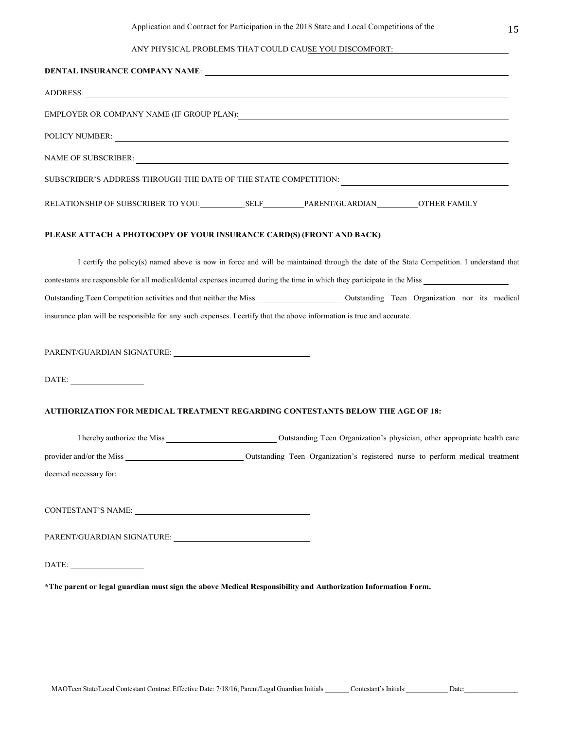ANY PHYSICAL PROBLEMS THAT COULD CAUSE YOU DISCOMFORT: ______________________________

**DENTAL INSURANCE COMPANY NAME**: ______________________________

ADDRESS: ______________________________

EMPLOYER OR COMPANY NAME (IF GROUP PLAN): ______________________________

POLICY NUMBER: ______________________________

NAME OF SUBSCRIBER: ______________________________

SUBSCRIBER'S ADDRESS THROUGH THE DATE OF THE STATE COMPETITION: ______________________________

RELATIONSHIP OF SUBSCRIBER TO YOU: ________SELF ________PARENT/GUARDIAN ________OTHER FAMILY

**PLEASE ATTACH A PHOTOCOPY OF YOUR INSURANCE CARD(S) (FRONT AND BACK)**

I certify the policy(s) named above is now in force and will be maintained through the date of the State Competition. I understand that contestants are responsible for all medical/dental expenses incurred during the time in which they participate in the Miss ____________ Outstanding Teen Competition activities and that neither the Miss ____________ Outstanding Teen Organization nor its medical insurance plan will be responsible for any such expenses. I certify that the above information is true and accurate.

PARENT/GUARDIAN SIGNATURE: ______________________________

DATE: ____________

**AUTHORIZATION FOR MEDICAL TREATMENT REGARDING CONTESTANTS BELOW THE AGE OF 18:**

I hereby authorize the Miss ____________ Outstanding Teen Organization's physician, other appropriate health care provider and/or the Miss ____________ Outstanding Teen Organization's registered nurse to perform medical treatment deemed necessary for:

CONTESTANT'S NAME: ______________________________

PARENT/GUARDIAN SIGNATURE: ______________________________

DATE: ____________

**\*The parent or legal guardian must sign the above Medical Responsibility and Authorization Information Form.**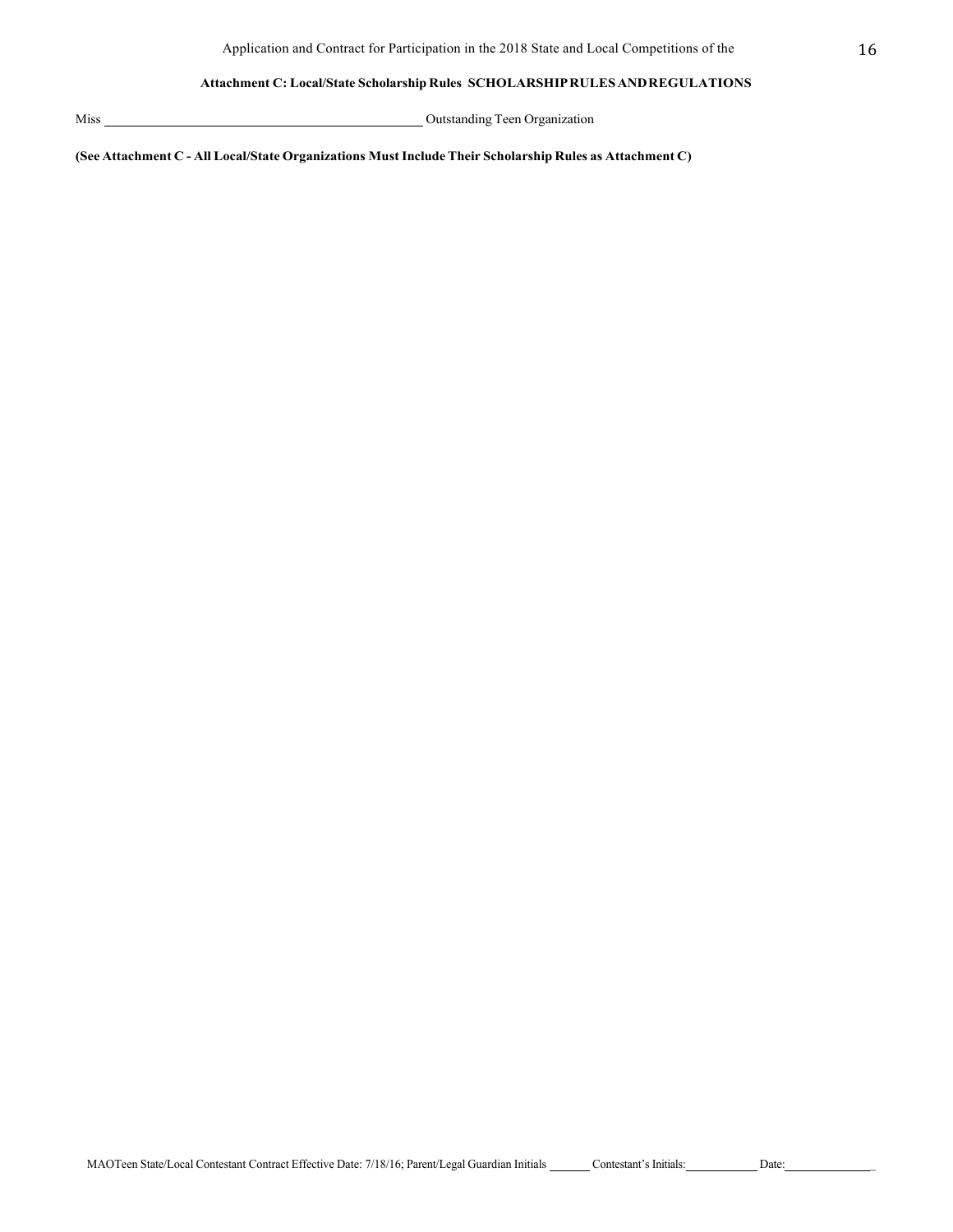**Attachment C: Local/State Scholarship Rules SCHOLARSHIP RULES AND REGULATIONS**

Miss \_\_\_\_\_\_\_\_\_\_\_\_\_\_\_\_\_\_\_\_\_\_\_\_\_\_\_\_\_\_\_\_\_\_\_\_\_\_\_\_\_\_\_\_ Outstanding Teen Organization

**(See Attachment C - All Local/State Organizations Must Include Their Scholarship Rules as Attachment C)**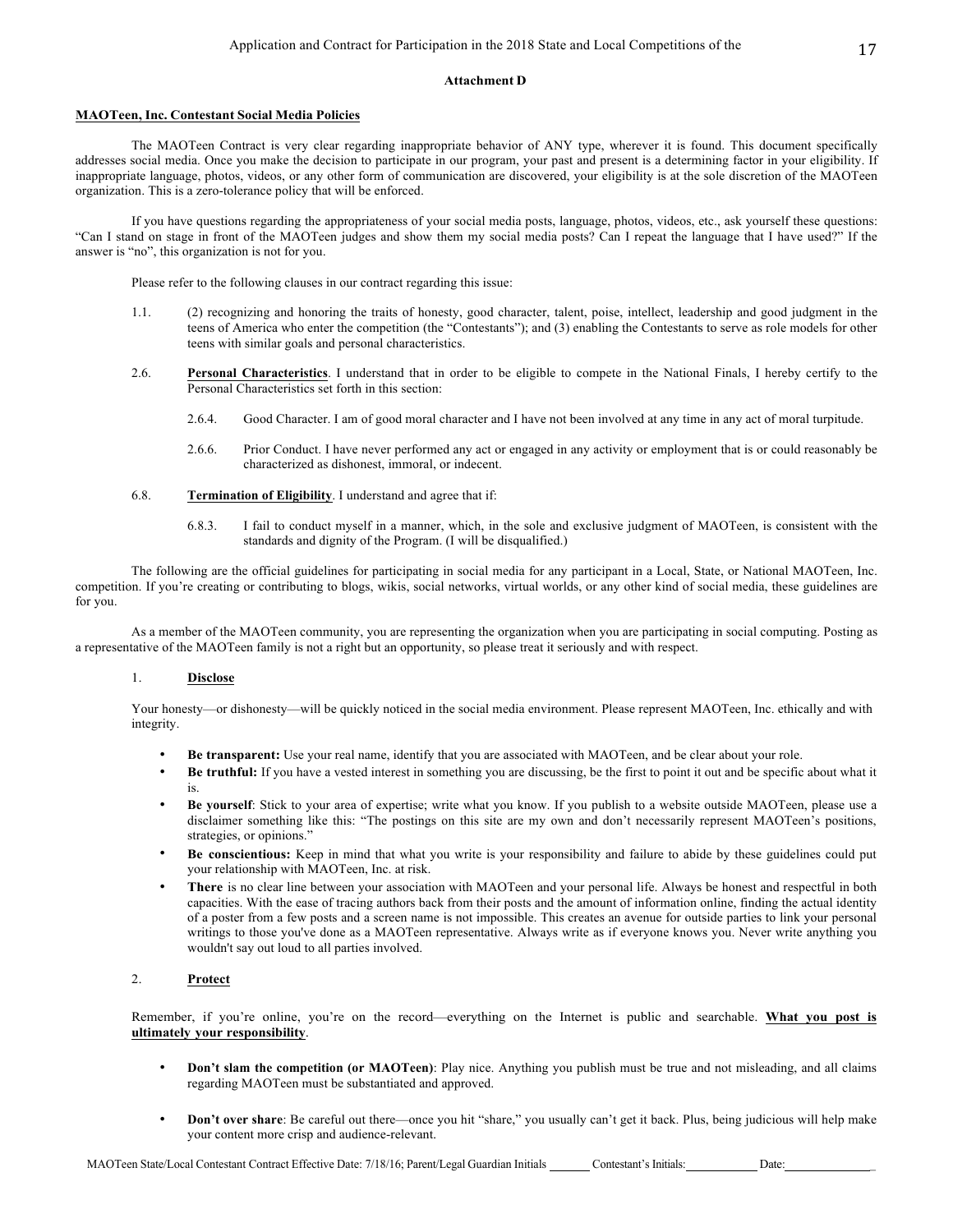**Attachment D**

**MAOTeen, Inc. Contestant Social Media Policies**

The MAOTeen Contract is very clear regarding inappropriate behavior of ANY type, wherever it is found. This document specifically addresses social media. Once you make the decision to participate in our program, your past and present is a determining factor in your eligibility. If inappropriate language, photos, videos, or any other form of communication are discovered, your eligibility is at the sole discretion of the MAOTeen organization. This is a zero-tolerance policy that will be enforced.

If you have questions regarding the appropriateness of your social media posts, language, photos, videos, etc., ask yourself these questions: "Can I stand on stage in front of the MAOTeen judges and show them my social media posts? Can I repeat the language that I have used?" If the answer is "no", this organization is not for you.

Please refer to the following clauses in our contract regarding this issue:

1.1. (2) recognizing and honoring the traits of honesty, good character, talent, poise, intellect, leadership and good judgment in the teens of America who enter the competition (the "Contestants"); and (3) enabling the Contestants to serve as role models for other teens with similar goals and personal characteristics.

2.6. **Personal Characteristics**. I understand that in order to be eligible to compete in the National Finals, I hereby certify to the Personal Characteristics set forth in this section:

2.6.4. Good Character. I am of good moral character and I have not been involved at any time in any act of moral turpitude.

2.6.6. Prior Conduct. I have never performed any act or engaged in any activity or employment that is or could reasonably be characterized as dishonest, immoral, or indecent.

6.8. **Termination of Eligibility**. I understand and agree that if:

6.8.3. I fail to conduct myself in a manner, which, in the sole and exclusive judgment of MAOTeen, is consistent with the standards and dignity of the Program. (I will be disqualified.)

The following are the official guidelines for participating in social media for any participant in a Local, State, or National MAOTeen, Inc. competition. If you're creating or contributing to blogs, wikis, social networks, virtual worlds, or any other kind of social media, these guidelines are for you.

As a member of the MAOTeen community, you are representing the organization when you are participating in social computing. Posting as a representative of the MAOTeen family is not a right but an opportunity, so please treat it seriously and with respect.

1. **Disclose**

Your honesty—or dishonesty—will be quickly noticed in the social media environment. Please represent MAOTeen, Inc. ethically and with integrity.

- **Be transparent:** Use your real name, identify that you are associated with MAOTeen, and be clear about your role.
- **Be truthful:** If you have a vested interest in something you are discussing, be the first to point it out and be specific about what it is.
- **Be yourself**: Stick to your area of expertise; write what you know. If you publish to a website outside MAOTeen, please use a disclaimer something like this: "The postings on this site are my own and don't necessarily represent MAOTeen's positions, strategies, or opinions."
- **Be conscientious:** Keep in mind that what you write is your responsibility and failure to abide by these guidelines could put your relationship with MAOTeen, Inc. at risk.
- **There** is no clear line between your association with MAOTeen and your personal life. Always be honest and respectful in both capacities. With the ease of tracing authors back from their posts and the amount of information online, finding the actual identity of a poster from a few posts and a screen name is not impossible. This creates an avenue for outside parties to link your personal writings to those you've done as a MAOTeen representative. Always write as if everyone knows you. Never write anything you wouldn't say out loud to all parties involved.

2. **Protect**

Remember, if you're online, you're on the record—everything on the Internet is public and searchable. **What you post is ultimately your responsibility**.

- **Don't slam the competition (or MAOTeen)**: Play nice. Anything you publish must be true and not misleading, and all claims regarding MAOTeen must be substantiated and approved.
- **Don't over share**: Be careful out there—once you hit "share," you usually can't get it back. Plus, being judicious will help make your content more crisp and audience-relevant.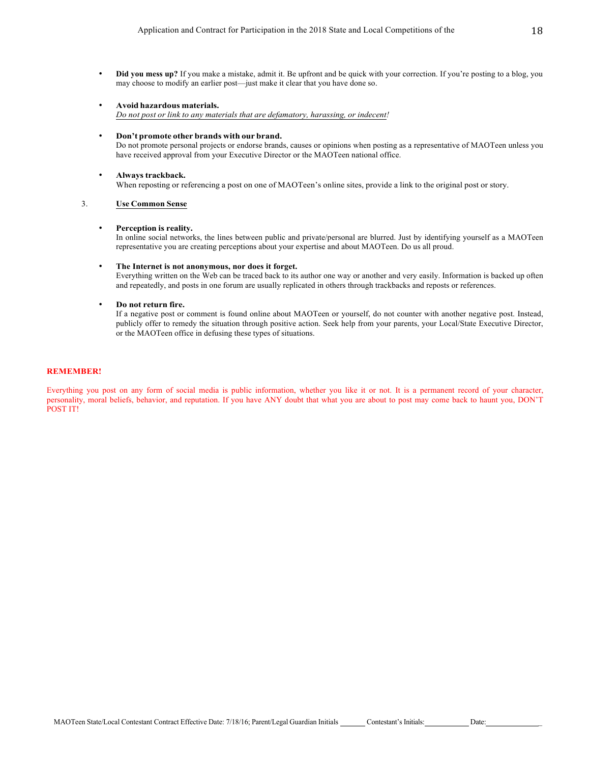- **Did you mess up?** If you make a mistake, admit it. Be upfront and be quick with your correction. If you're posting to a blog, you may choose to modify an earlier post—just make it clear that you have done so.

- **Avoid hazardous materials.**
  <u>*Do not post or link to any materials that are defamatory, harassing, or indecent*</u>*!*

- **Don't promote other brands with our brand.**
  Do not promote personal projects or endorse brands, causes or opinions when posting as a representative of MAOTeen unless you have received approval from your Executive Director or the MAOTeen national office.

- **Always trackback.**
  When reposting or referencing a post on one of MAOTeen's online sites, provide a link to the original post or story.

3. <u>**Use Common Sense**</u>

- **Perception is reality.**
  In online social networks, the lines between public and private/personal are blurred. Just by identifying yourself as a MAOTeen representative you are creating perceptions about your expertise and about MAOTeen. Do us all proud.

- **The Internet is not anonymous, nor does it forget.**
  Everything written on the Web can be traced back to its author one way or another and very easily. Information is backed up often and repeatedly, and posts in one forum are usually replicated in others through trackbacks and reposts or references.

- **Do not return fire.**
  If a negative post or comment is found online about MAOTeen or yourself, do not counter with another negative post. Instead, publicly offer to remedy the situation through positive action. Seek help from your parents, your Local/State Executive Director, or the MAOTeen office in defusing these types of situations.

**REMEMBER!**

Everything you post on any form of social media is public information, whether you like it or not. It is a permanent record of your character, personality, moral beliefs, behavior, and reputation. If you have ANY doubt that what you are about to post may come back to haunt you, DON'T POST IT!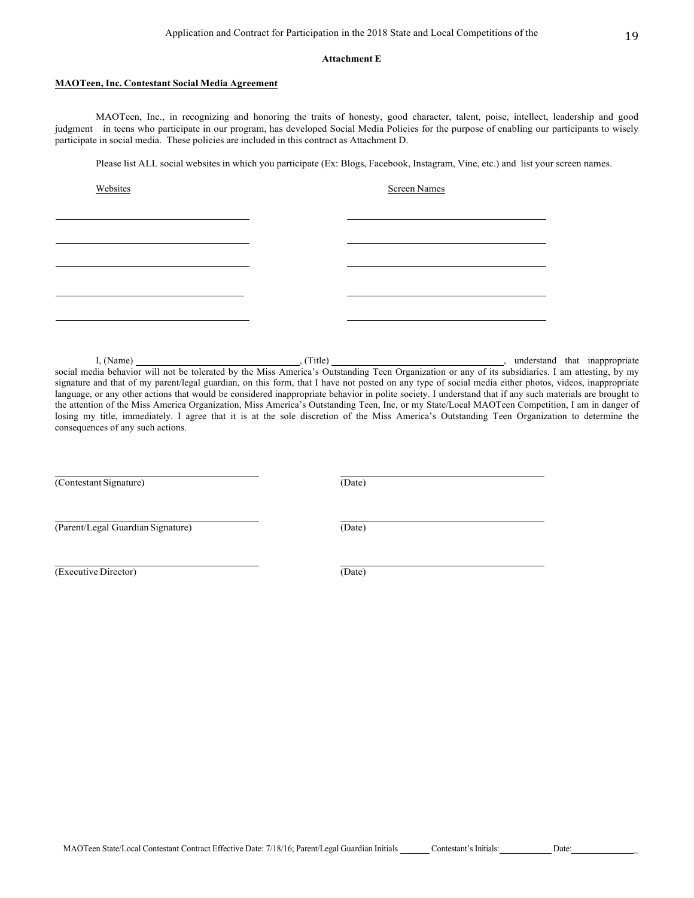**Attachment E**

**MAOTeen, Inc. Contestant Social Media Agreement**

MAOTeen, Inc., in recognizing and honoring the traits of honesty, good character, talent, poise, intellect, leadership and good judgment in teens who participate in our program, has developed Social Media Policies for the purpose of enabling our participants to wisely participate in social media. These policies are included in this contract as Attachment D.

Please list ALL social websites in which you participate (Ex: Blogs, Facebook, Instagram, Vine, etc.) and list your screen names.

| Websites | Screen Names |
| --- | --- |
| ______________________________ | ______________________________ |
| ______________________________ | ______________________________ |
| ______________________________ | ______________________________ |
| ______________________________ | ______________________________ |
| ______________________________ | ______________________________ |

I, (Name) ______________________________, (Title) ______________________________, understand that inappropriate social media behavior will not be tolerated by the Miss America's Outstanding Teen Organization or any of its subsidiaries. I am attesting, by my signature and that of my parent/legal guardian, on this form, that I have not posted on any type of social media either photos, videos, inappropriate language, or any other actions that would be considered inappropriate behavior in polite society. I understand that if any such materials are brought to the attention of the Miss America Organization, Miss America's Outstanding Teen, Inc, or my State/Local MAOTeen Competition, I am in danger of losing my title, immediately. I agree that it is at the sole discretion of the Miss America's Outstanding Teen Organization to determine the consequences of any such actions.

______________________________ ______________________________
(Contestant Signature) (Date)

______________________________ ______________________________
(Parent/Legal Guardian Signature) (Date)

______________________________ ______________________________
(Executive Director) (Date)

MAOTeen State/Local Contestant Contract Effective Date: 7/18/16; Parent/Legal Guardian Initials ______ Contestant's Initials: __________ Date: ____________